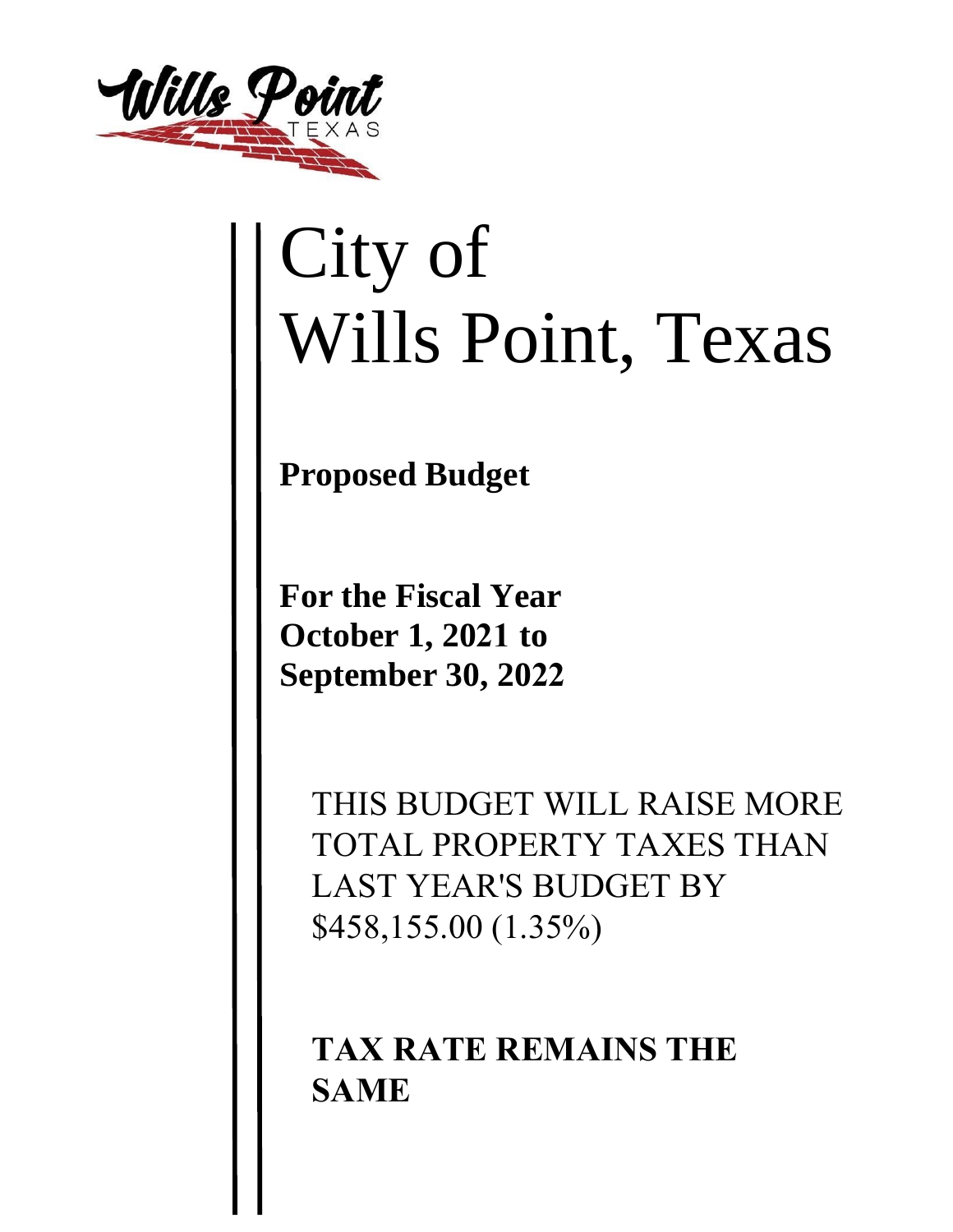Wills Point TEXAS

# City of Wills Point, Texas

**Proposed Budget**

**For the Fiscal Year**
**October 1, 2021 to**
**September 30, 2022**

THIS BUDGET WILL RAISE MORE TOTAL PROPERTY TAXES THAN LAST YEAR'S BUDGET BY $458,155.00 (1.35%)

**TAX RATE REMAINS THE SAME**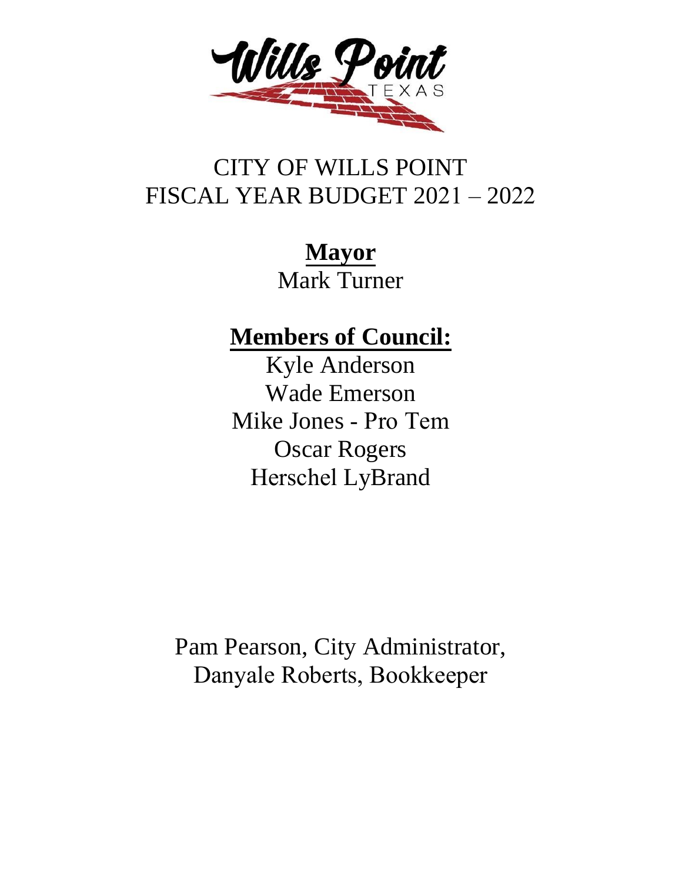# CITY OF WILLS POINT
# FISCAL YEAR BUDGET 2021 – 2022

**Mayor**

Mark Turner

**Members of Council:**

Kyle Anderson

Wade Emerson

Mike Jones - Pro Tem

Oscar Rogers

Herschel LyBrand

Pam Pearson, City Administrator,

Danyale Roberts, Bookkeeper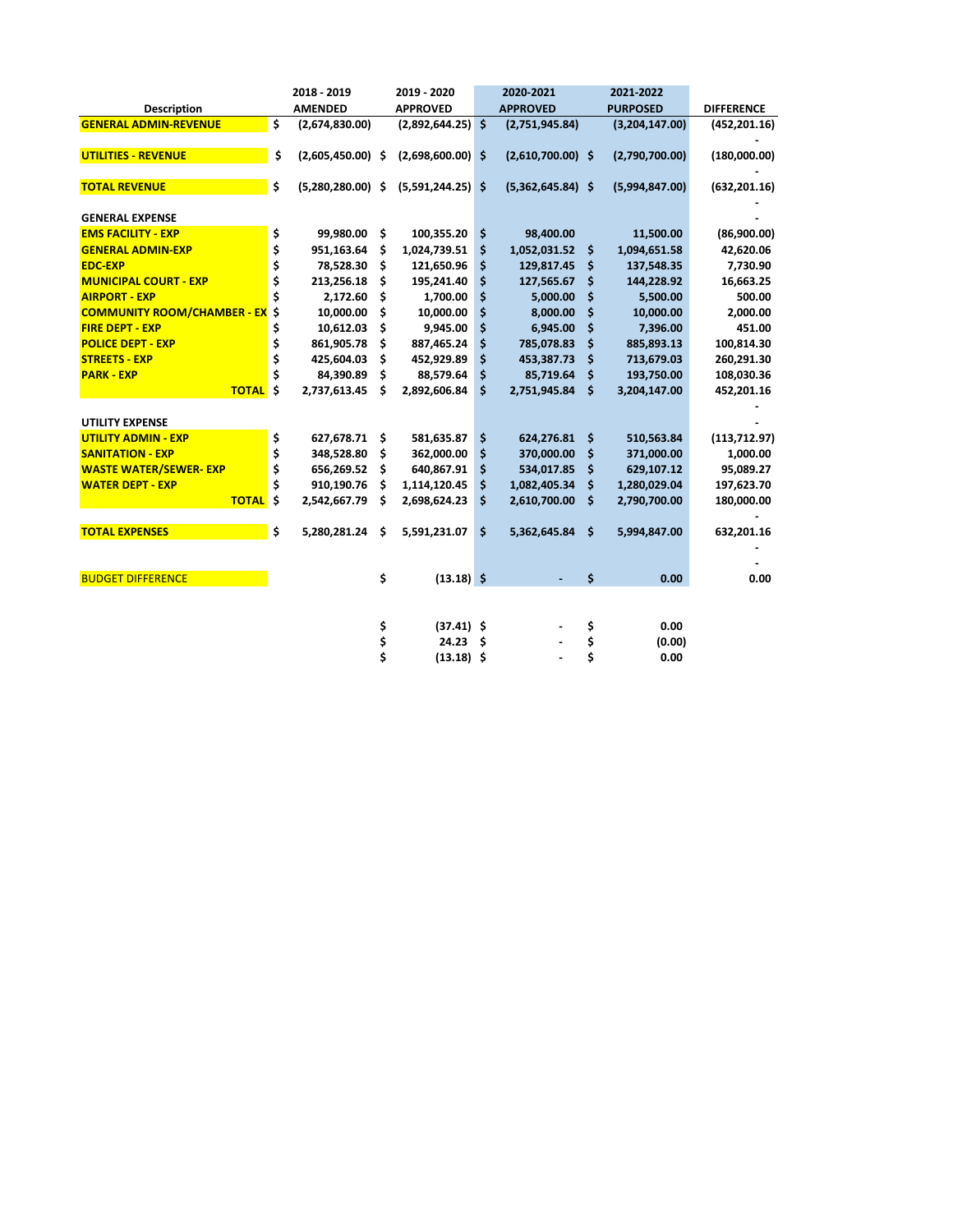| Description | | 2018 - 2019 AMENDED | | 2019 - 2020 APPROVED | | 2020-2021 APPROVED | | 2021-2022 PURPOSED | DIFFERENCE |
|---|---|---|---|---|---|---|---|---|---|
| GENERAL ADMIN-REVENUE | $ | (2,674,830.00) | | (2,892,644.25) | $ | (2,751,945.84) | | (3,204,147.00) | (452,201.16) |
| | | | | | | | | | - |
| UTILITIES - REVENUE | $ | (2,605,450.00) | $ | (2,698,600.00) | $ | (2,610,700.00) | $ | (2,790,700.00) | (180,000.00) |
| | | | | | | | | | - |
| TOTAL REVENUE | $ | (5,280,280.00) | $ | (5,591,244.25) | $ | (5,362,645.84) | $ | (5,994,847.00) | (632,201.16) |
| | | | | | | | | | - |
| GENERAL EXPENSE | | | | | | | | | - |
| EMS FACILITY - EXP | $ | 99,980.00 | $ | 100,355.20 | $ | 98,400.00 | | 11,500.00 | (86,900.00) |
| GENERAL ADMIN-EXP | $ | 951,163.64 | $ | 1,024,739.51 | $ | 1,052,031.52 | $ | 1,094,651.58 | 42,620.06 |
| EDC-EXP | $ | 78,528.30 | $ | 121,650.96 | $ | 129,817.45 | $ | 137,548.35 | 7,730.90 |
| MUNICIPAL COURT - EXP | $ | 213,256.18 | $ | 195,241.40 | $ | 127,565.67 | $ | 144,228.92 | 16,663.25 |
| AIRPORT - EXP | $ | 2,172.60 | $ | 1,700.00 | $ | 5,000.00 | $ | 5,500.00 | 500.00 |
| COMMUNITY ROOM/CHAMBER - EX | $ | 10,000.00 | $ | 10,000.00 | $ | 8,000.00 | $ | 10,000.00 | 2,000.00 |
| FIRE DEPT - EXP | $ | 10,612.03 | $ | 9,945.00 | $ | 6,945.00 | $ | 7,396.00 | 451.00 |
| POLICE DEPT - EXP | $ | 861,905.78 | $ | 887,465.24 | $ | 785,078.83 | $ | 885,893.13 | 100,814.30 |
| STREETS - EXP | $ | 425,604.03 | $ | 452,929.89 | $ | 453,387.73 | $ | 713,679.03 | 260,291.30 |
| PARK - EXP | $ | 84,390.89 | $ | 88,579.64 | $ | 85,719.64 | $ | 193,750.00 | 108,030.36 |
| TOTAL | $ | 2,737,613.45 | $ | 2,892,606.84 | $ | 2,751,945.84 | $ | 3,204,147.00 | 452,201.16 |
| | | | | | | | | | - |
| UTILITY EXPENSE | | | | | | | | | - |
| UTILITY ADMIN - EXP | $ | 627,678.71 | $ | 581,635.87 | $ | 624,276.81 | $ | 510,563.84 | (113,712.97) |
| SANITATION - EXP | $ | 348,528.80 | $ | 362,000.00 | $ | 370,000.00 | $ | 371,000.00 | 1,000.00 |
| WASTE WATER/SEWER- EXP | $ | 656,269.52 | $ | 640,867.91 | $ | 534,017.85 | $ | 629,107.12 | 95,089.27 |
| WATER DEPT - EXP | $ | 910,190.76 | $ | 1,114,120.45 | $ | 1,082,405.34 | $ | 1,280,029.04 | 197,623.70 |
| TOTAL | $ | 2,542,667.79 | $ | 2,698,624.23 | $ | 2,610,700.00 | $ | 2,790,700.00 | 180,000.00 |
| | | | | | | | | | - |
| TOTAL EXPENSES | $ | 5,280,281.24 | $ | 5,591,231.07 | $ | 5,362,645.84 | $ | 5,994,847.00 | 632,201.16 |
| | | | | | | | | | - |
| | | | | | | | | | - |
| BUDGET DIFFERENCE | | | $ | (13.18) | $ | - | $ | 0.00 | 0.00 |
| | | | | | | | | | |
| | | | $ | (37.41) | $ | - | $ | 0.00 | |
| | | | $ | 24.23 | $ | - | $ | (0.00) | |
| | | | $ | (13.18) | $ | - | $ | 0.00 | |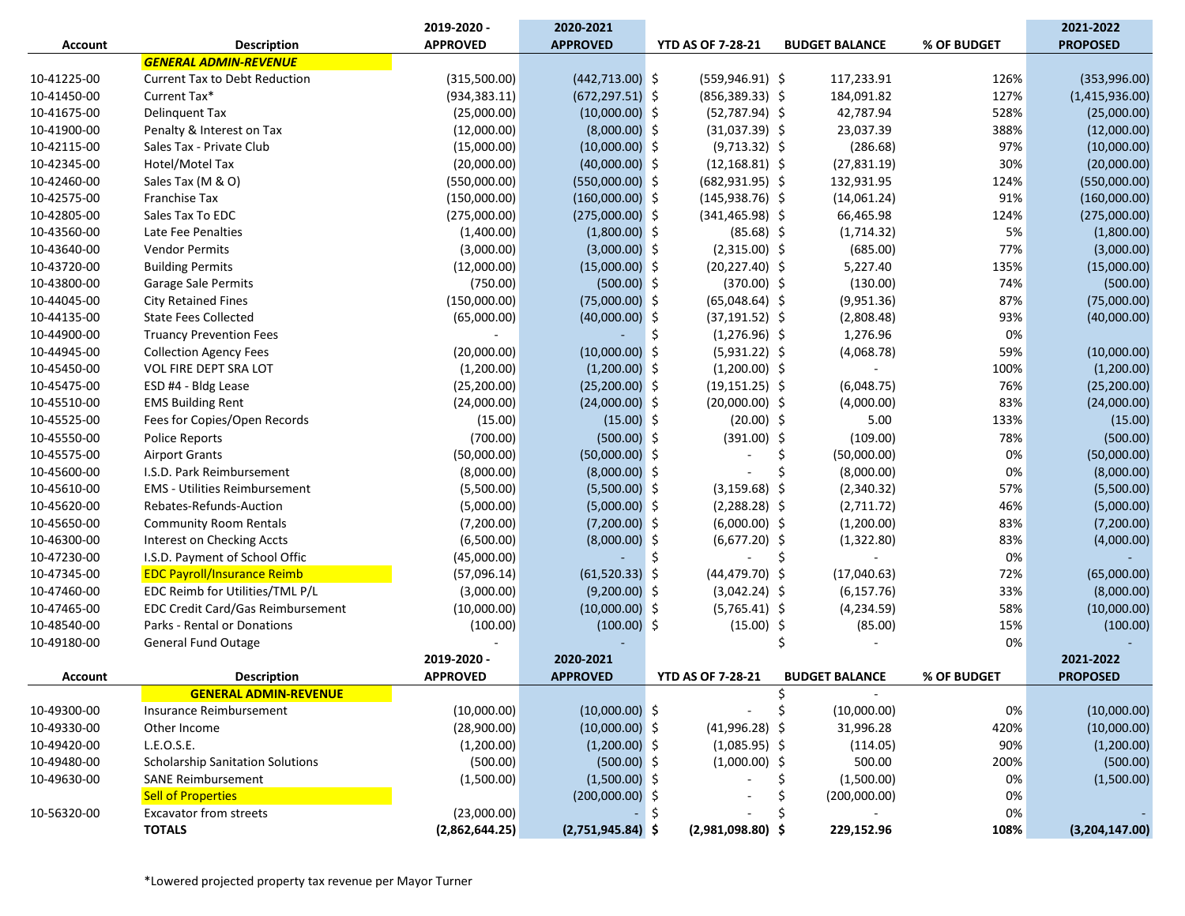| Account | Description | 2019-2020 - APPROVED | 2020-2021 APPROVED | YTD AS OF 7-28-21 | BUDGET BALANCE | % OF BUDGET | 2021-2022 PROPOSED |
|---|---|---|---|---|---|---|---|
| | ***GENERAL ADMIN-REVENUE*** | | | | | | |
| 10-41225-00 | Current Tax to Debt Reduction | (315,500.00) | (442,713.00) | $ (559,946.91) | $ 117,233.91 | 126% | (353,996.00) |
| 10-41450-00 | Current Tax* | (934,383.11) | (672,297.51) | $ (856,389.33) | $ 184,091.82 | 127% | (1,415,936.00) |
| 10-41675-00 | Delinquent Tax | (25,000.00) | (10,000.00) | $ (52,787.94) | $ 42,787.94 | 528% | (25,000.00) |
| 10-41900-00 | Penalty & Interest on Tax | (12,000.00) | (8,000.00) | $ (31,037.39) | $ 23,037.39 | 388% | (12,000.00) |
| 10-42115-00 | Sales Tax - Private Club | (15,000.00) | (10,000.00) | $ (9,713.32) | $ (286.68) | 97% | (10,000.00) |
| 10-42345-00 | Hotel/Motel Tax | (20,000.00) | (40,000.00) | $ (12,168.81) | $ (27,831.19) | 30% | (20,000.00) |
| 10-42460-00 | Sales Tax (M & O) | (550,000.00) | (550,000.00) | $ (682,931.95) | $ 132,931.95 | 124% | (550,000.00) |
| 10-42575-00 | Franchise Tax | (150,000.00) | (160,000.00) | $ (145,938.76) | $ (14,061.24) | 91% | (160,000.00) |
| 10-42805-00 | Sales Tax To EDC | (275,000.00) | (275,000.00) | $ (341,465.98) | $ 66,465.98 | 124% | (275,000.00) |
| 10-43560-00 | Late Fee Penalties | (1,400.00) | (1,800.00) | $ (85.68) | $ (1,714.32) | 5% | (1,800.00) |
| 10-43640-00 | Vendor Permits | (3,000.00) | (3,000.00) | $ (2,315.00) | $ (685.00) | 77% | (3,000.00) |
| 10-43720-00 | Building Permits | (12,000.00) | (15,000.00) | $ (20,227.40) | $ 5,227.40 | 135% | (15,000.00) |
| 10-43800-00 | Garage Sale Permits | (750.00) | (500.00) | $ (370.00) | $ (130.00) | 74% | (500.00) |
| 10-44045-00 | City Retained Fines | (150,000.00) | (75,000.00) | $ (65,048.64) | $ (9,951.36) | 87% | (75,000.00) |
| 10-44135-00 | State Fees Collected | (65,000.00) | (40,000.00) | $ (37,191.52) | $ (2,808.48) | 93% | (40,000.00) |
| 10-44900-00 | Truancy Prevention Fees | - | - | $ (1,276.96) | $ 1,276.96 | 0% | |
| 10-44945-00 | Collection Agency Fees | (20,000.00) | (10,000.00) | $ (5,931.22) | $ (4,068.78) | 59% | (10,000.00) |
| 10-45450-00 | VOL FIRE DEPT SRA LOT | (1,200.00) | (1,200.00) | $ (1,200.00) | $ - | 100% | (1,200.00) |
| 10-45475-00 | ESD #4 - Bldg Lease | (25,200.00) | (25,200.00) | $ (19,151.25) | $ (6,048.75) | 76% | (25,200.00) |
| 10-45510-00 | EMS Building Rent | (24,000.00) | (24,000.00) | $ (20,000.00) | $ (4,000.00) | 83% | (24,000.00) |
| 10-45525-00 | Fees for Copies/Open Records | (15.00) | (15.00) | $ (20.00) | $ 5.00 | 133% | (15.00) |
| 10-45550-00 | Police Reports | (700.00) | (500.00) | $ (391.00) | $ (109.00) | 78% | (500.00) |
| 10-45575-00 | Airport Grants | (50,000.00) | (50,000.00) | $ - | $ (50,000.00) | 0% | (50,000.00) |
| 10-45600-00 | I.S.D. Park Reimbursement | (8,000.00) | (8,000.00) | $ - | $ (8,000.00) | 0% | (8,000.00) |
| 10-45610-00 | EMS - Utilities Reimbursement | (5,500.00) | (5,500.00) | $ (3,159.68) | $ (2,340.32) | 57% | (5,500.00) |
| 10-45620-00 | Rebates-Refunds-Auction | (5,000.00) | (5,000.00) | $ (2,288.28) | $ (2,711.72) | 46% | (5,000.00) |
| 10-45650-00 | Community Room Rentals | (7,200.00) | (7,200.00) | $ (6,000.00) | $ (1,200.00) | 83% | (7,200.00) |
| 10-46300-00 | Interest on Checking Accts | (6,500.00) | (8,000.00) | $ (6,677.20) | $ (1,322.80) | 83% | (4,000.00) |
| 10-47230-00 | I.S.D. Payment of School Offic | (45,000.00) | - | $ - | $ - | 0% | - |
| 10-47345-00 | EDC Payroll/Insurance Reimb | (57,096.14) | (61,520.33) | $ (44,479.70) | $ (17,040.63) | 72% | (65,000.00) |
| 10-47460-00 | EDC Reimb for Utilities/TML P/L | (3,000.00) | (9,200.00) | $ (3,042.24) | $ (6,157.76) | 33% | (8,000.00) |
| 10-47465-00 | EDC Credit Card/Gas Reimbursement | (10,000.00) | (10,000.00) | $ (5,765.41) | $ (4,234.59) | 58% | (10,000.00) |
| 10-48540-00 | Parks - Rental or Donations | (100.00) | (100.00) | $ (15.00) | $ (85.00) | 15% | (100.00) |
| 10-49180-00 | General Fund Outage | - | - | | $ - | 0% | - |
| **Account** | **Description** | **2019-2020 - APPROVED** | **2020-2021 APPROVED** | **YTD AS OF 7-28-21** | **BUDGET BALANCE** | **% OF BUDGET** | **2021-2022 PROPOSED** |
| | **GENERAL ADMIN-REVENUE** | | | | $ - | | |
| 10-49300-00 | Insurance Reimbursement | (10,000.00) | (10,000.00) | $ - | $ (10,000.00) | 0% | (10,000.00) |
| 10-49330-00 | Other Income | (28,900.00) | (10,000.00) | $ (41,996.28) | $ 31,996.28 | 420% | (10,000.00) |
| 10-49420-00 | L.E.O.S.E. | (1,200.00) | (1,200.00) | $ (1,085.95) | $ (114.05) | 90% | (1,200.00) |
| 10-49480-00 | Scholarship Sanitation Solutions | (500.00) | (500.00) | $ (1,000.00) | $ 500.00 | 200% | (500.00) |
| 10-49630-00 | SANE Reimbursement | (1,500.00) | (1,500.00) | $ - | $ (1,500.00) | 0% | (1,500.00) |
| | Sell of Properties | | (200,000.00) | $ - | $ (200,000.00) | 0% | |
| 10-56320-00 | Excavator from streets | (23,000.00) | - | $ - | $ - | 0% | - |
| | **TOTALS** | **(2,862,644.25)** | **(2,751,945.84)** | **$ (2,981,098.80)** | **$ 229,152.96** | **108%** | **(3,204,147.00)** |

*Lowered projected property tax revenue per Mayor Turner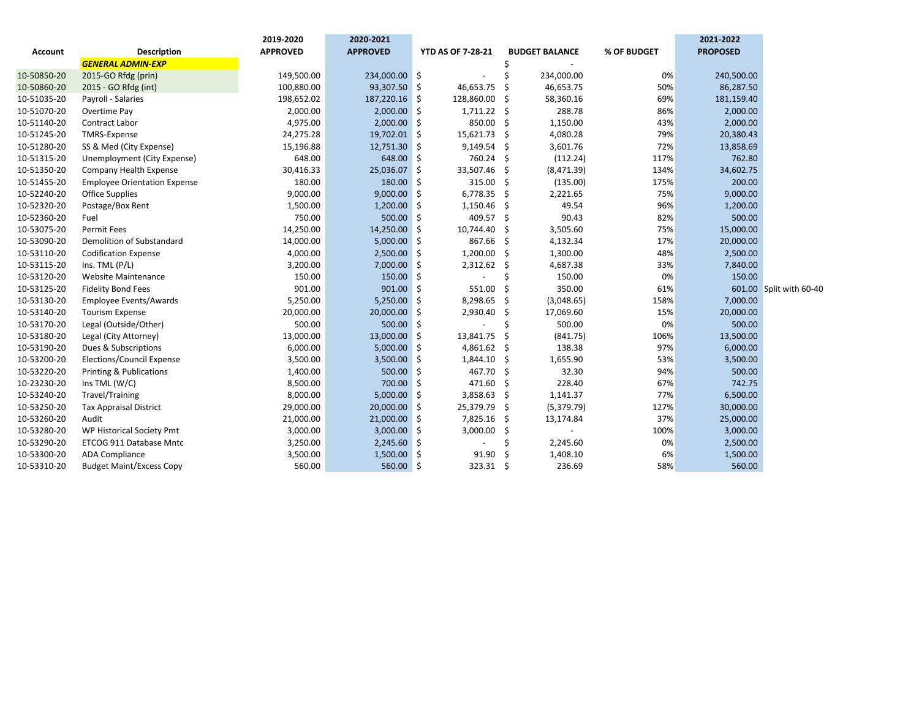| Account | Description | 2019-2020 APPROVED | 2020-2021 APPROVED | YTD AS OF 7-28-21 | BUDGET BALANCE | % OF BUDGET | 2021-2022 PROPOSED | |
|---|---|---|---|---|---|---|---|---|
| | ***GENERAL ADMIN-EXP*** | | | | $ - | | | |
| 10-50850-20 | 2015-GO Rfdg (prin) | 149,500.00 | 234,000.00 | $ - | $ 234,000.00 | 0% | 240,500.00 | |
| 10-50860-20 | 2015 - GO Rfdg (int) | 100,880.00 | 93,307.50 | $ 46,653.75 | $ 46,653.75 | 50% | 86,287.50 | |
| 10-51035-20 | Payroll - Salaries | 198,652.02 | 187,220.16 | $ 128,860.00 | $ 58,360.16 | 69% | 181,159.40 | |
| 10-51070-20 | Overtime Pay | 2,000.00 | 2,000.00 | $ 1,711.22 | $ 288.78 | 86% | 2,000.00 | |
| 10-51140-20 | Contract Labor | 4,975.00 | 2,000.00 | $ 850.00 | $ 1,150.00 | 43% | 2,000.00 | |
| 10-51245-20 | TMRS-Expense | 24,275.28 | 19,702.01 | $ 15,621.73 | $ 4,080.28 | 79% | 20,380.43 | |
| 10-51280-20 | SS & Med (City Expense) | 15,196.88 | 12,751.30 | $ 9,149.54 | $ 3,601.76 | 72% | 13,858.69 | |
| 10-51315-20 | Unemployment (City Expense) | 648.00 | 648.00 | $ 760.24 | $ (112.24) | 117% | 762.80 | |
| 10-51350-20 | Company Health Expense | 30,416.33 | 25,036.07 | $ 33,507.46 | $ (8,471.39) | 134% | 34,602.75 | |
| 10-51455-20 | Employee Orientation Expense | 180.00 | 180.00 | $ 315.00 | $ (135.00) | 175% | 200.00 | |
| 10-52240-20 | Office Supplies | 9,000.00 | 9,000.00 | $ 6,778.35 | $ 2,221.65 | 75% | 9,000.00 | |
| 10-52320-20 | Postage/Box Rent | 1,500.00 | 1,200.00 | $ 1,150.46 | $ 49.54 | 96% | 1,200.00 | |
| 10-52360-20 | Fuel | 750.00 | 500.00 | $ 409.57 | $ 90.43 | 82% | 500.00 | |
| 10-53075-20 | Permit Fees | 14,250.00 | 14,250.00 | $ 10,744.40 | $ 3,505.60 | 75% | 15,000.00 | |
| 10-53090-20 | Demolition of Substandard | 14,000.00 | 5,000.00 | $ 867.66 | $ 4,132.34 | 17% | 20,000.00 | |
| 10-53110-20 | Codification Expense | 4,000.00 | 2,500.00 | $ 1,200.00 | $ 1,300.00 | 48% | 2,500.00 | |
| 10-53115-20 | Ins. TML (P/L) | 3,200.00 | 7,000.00 | $ 2,312.62 | $ 4,687.38 | 33% | 7,840.00 | |
| 10-53120-20 | Website Maintenance | 150.00 | 150.00 | $ - | $ 150.00 | 0% | 150.00 | |
| 10-53125-20 | Fidelity Bond Fees | 901.00 | 901.00 | $ 551.00 | $ 350.00 | 61% | 601.00 | Split with 60-40 |
| 10-53130-20 | Employee Events/Awards | 5,250.00 | 5,250.00 | $ 8,298.65 | $ (3,048.65) | 158% | 7,000.00 | |
| 10-53140-20 | Tourism Expense | 20,000.00 | 20,000.00 | $ 2,930.40 | $ 17,069.60 | 15% | 20,000.00 | |
| 10-53170-20 | Legal (Outside/Other) | 500.00 | 500.00 | $ - | $ 500.00 | 0% | 500.00 | |
| 10-53180-20 | Legal (City Attorney) | 13,000.00 | 13,000.00 | $ 13,841.75 | $ (841.75) | 106% | 13,500.00 | |
| 10-53190-20 | Dues & Subscriptions | 6,000.00 | 5,000.00 | $ 4,861.62 | $ 138.38 | 97% | 6,000.00 | |
| 10-53200-20 | Elections/Council Expense | 3,500.00 | 3,500.00 | $ 1,844.10 | $ 1,655.90 | 53% | 3,500.00 | |
| 10-53220-20 | Printing & Publications | 1,400.00 | 500.00 | $ 467.70 | $ 32.30 | 94% | 500.00 | |
| 10-23230-20 | Ins TML (W/C) | 8,500.00 | 700.00 | $ 471.60 | $ 228.40 | 67% | 742.75 | |
| 10-53240-20 | Travel/Training | 8,000.00 | 5,000.00 | $ 3,858.63 | $ 1,141.37 | 77% | 6,500.00 | |
| 10-53250-20 | Tax Appraisal District | 29,000.00 | 20,000.00 | $ 25,379.79 | $ (5,379.79) | 127% | 30,000.00 | |
| 10-53260-20 | Audit | 21,000.00 | 21,000.00 | $ 7,825.16 | $ 13,174.84 | 37% | 25,000.00 | |
| 10-53280-20 | WP Historical Society Pmt | 3,000.00 | 3,000.00 | $ 3,000.00 | $ - | 100% | 3,000.00 | |
| 10-53290-20 | ETCOG 911 Database Mntc | 3,250.00 | 2,245.60 | $ - | $ 2,245.60 | 0% | 2,500.00 | |
| 10-53300-20 | ADA Compliance | 3,500.00 | 1,500.00 | $ 91.90 | $ 1,408.10 | 6% | 1,500.00 | |
| 10-53310-20 | Budget Maint/Excess Copy | 560.00 | 560.00 | $ 323.31 | $ 236.69 | 58% | 560.00 | |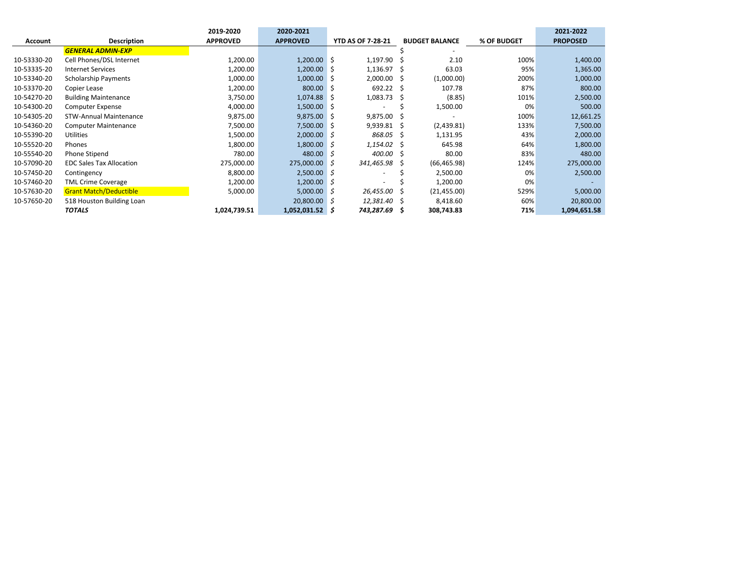| Account | Description | 2019-2020 APPROVED | 2020-2021 APPROVED | YTD AS OF 7-28-21 | BUDGET BALANCE | % OF BUDGET | 2021-2022 PROPOSED |
|---|---|---|---|---|---|---|---|
| | ***GENERAL ADMIN-EXP*** | | | | $ - | | |
| 10-53330-20 | Cell Phones/DSL Internet | 1,200.00 | 1,200.00 | $ 1,197.90 | $ 2.10 | 100% | 1,400.00 |
| 10-53335-20 | Internet Services | 1,200.00 | 1,200.00 | $ 1,136.97 | $ 63.03 | 95% | 1,365.00 |
| 10-53340-20 | Scholarship Payments | 1,000.00 | 1,000.00 | $ 2,000.00 | $ (1,000.00) | 200% | 1,000.00 |
| 10-53370-20 | Copier Lease | 1,200.00 | 800.00 | $ 692.22 | $ 107.78 | 87% | 800.00 |
| 10-54270-20 | Building Maintenance | 3,750.00 | 1,074.88 | $ 1,083.73 | $ (8.85) | 101% | 2,500.00 |
| 10-54300-20 | Computer Expense | 4,000.00 | 1,500.00 | $ - | $ 1,500.00 | 0% | 500.00 |
| 10-54305-20 | STW-Annual Maintenance | 9,875.00 | 9,875.00 | $ 9,875.00 | $ - | 100% | 12,661.25 |
| 10-54360-20 | Computer Maintenance | 7,500.00 | 7,500.00 | $ 9,939.81 | $ (2,439.81) | 133% | 7,500.00 |
| 10-55390-20 | Utilities | 1,500.00 | 2,000.00 | *$ 868.05* | $ 1,131.95 | 43% | 2,000.00 |
| 10-55520-20 | Phones | 1,800.00 | 1,800.00 | *$ 1,154.02* | $ 645.98 | 64% | 1,800.00 |
| 10-55540-20 | Phone Stipend | 780.00 | 480.00 | *$ 400.00* | $ 80.00 | 83% | 480.00 |
| 10-57090-20 | EDC Sales Tax Allocation | 275,000.00 | 275,000.00 | *$ 341,465.98* | $ (66,465.98) | 124% | 275,000.00 |
| 10-57450-20 | Contingency | 8,800.00 | 2,500.00 | *$ -* | $ 2,500.00 | 0% | 2,500.00 |
| 10-57460-20 | TML Crime Coverage | 1,200.00 | 1,200.00 | *$ -* | $ 1,200.00 | 0% | - |
| 10-57630-20 | Grant Match/Deductible | 5,000.00 | 5,000.00 | *$ 26,455.00* | $ (21,455.00) | 529% | 5,000.00 |
| 10-57650-20 | 518 Houston Building Loan | | 20,800.00 | *$ 12,381.40* | $ 8,418.60 | 60% | 20,800.00 |
| | ***TOTALS*** | **1,024,739.51** | **1,052,031.52** | ***$ 743,287.69*** | **$ 308,743.83** | **71%** | **1,094,651.58** |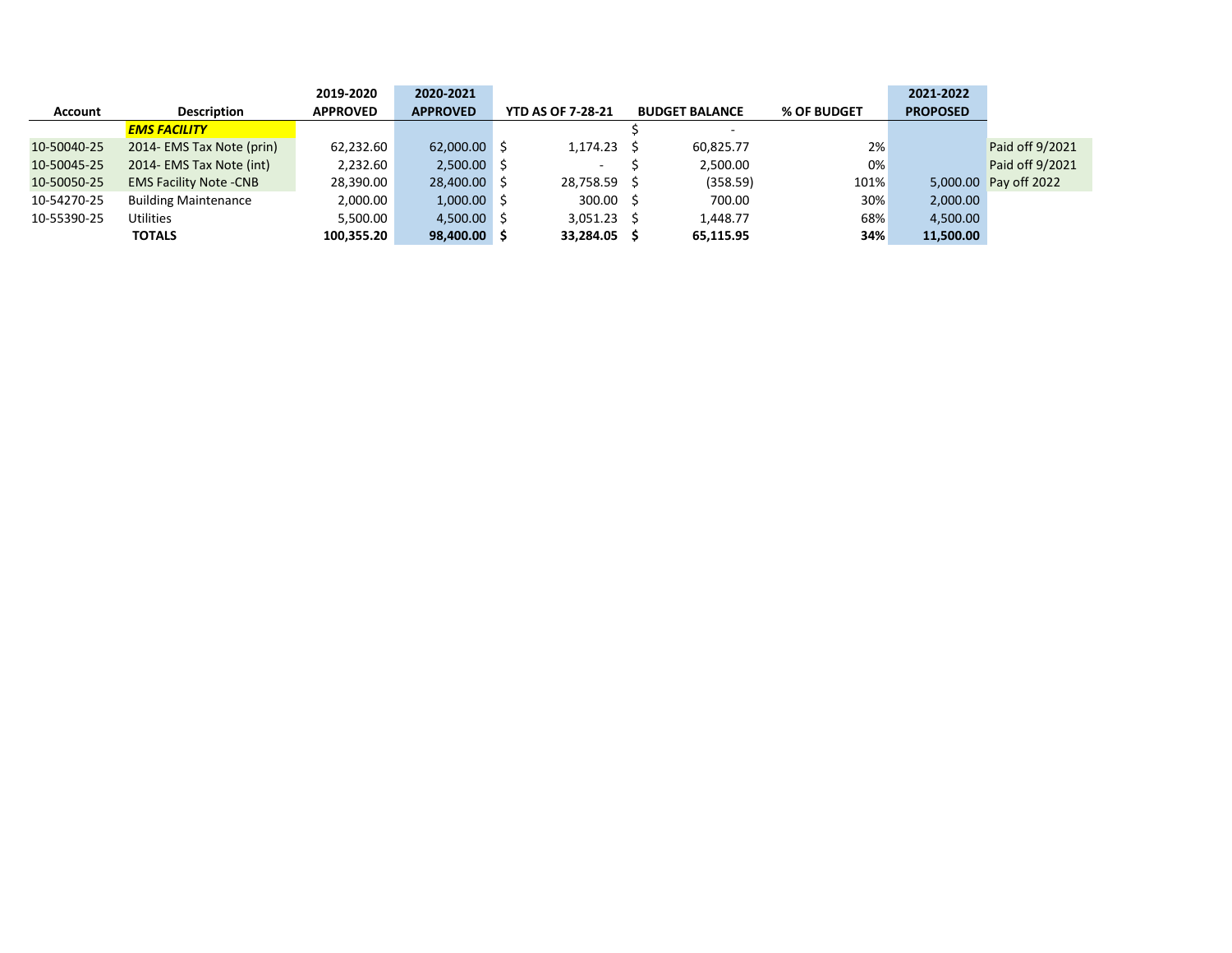| Account | Description | 2019-2020 APPROVED | 2020-2021 APPROVED | YTD AS OF 7-28-21 | BUDGET BALANCE | % OF BUDGET | 2021-2022 PROPOSED | |
|---|---|---|---|---|---|---|---|---|
| | ***EMS FACILITY*** | | | | $ - | | | |
| 10-50040-25 | 2014- EMS Tax Note (prin) | 62,232.60 | 62,000.00 | $ 1,174.23 | $ 60,825.77 | 2% | | Paid off 9/2021 |
| 10-50045-25 | 2014- EMS Tax Note (int) | 2,232.60 | 2,500.00 | $ - | $ 2,500.00 | 0% | | Paid off 9/2021 |
| 10-50050-25 | EMS Facility Note -CNB | 28,390.00 | 28,400.00 | $ 28,758.59 | $ (358.59) | 101% | 5,000.00 | Pay off 2022 |
| 10-54270-25 | Building Maintenance | 2,000.00 | 1,000.00 | $ 300.00 | $ 700.00 | 30% | 2,000.00 | |
| 10-55390-25 | Utilities | 5,500.00 | 4,500.00 | $ 3,051.23 | $ 1,448.77 | 68% | 4,500.00 | |
| | **TOTALS** | **100,355.20** | **98,400.00** | **$ 33,284.05** | **$ 65,115.95** | **34%** | **11,500.00** | |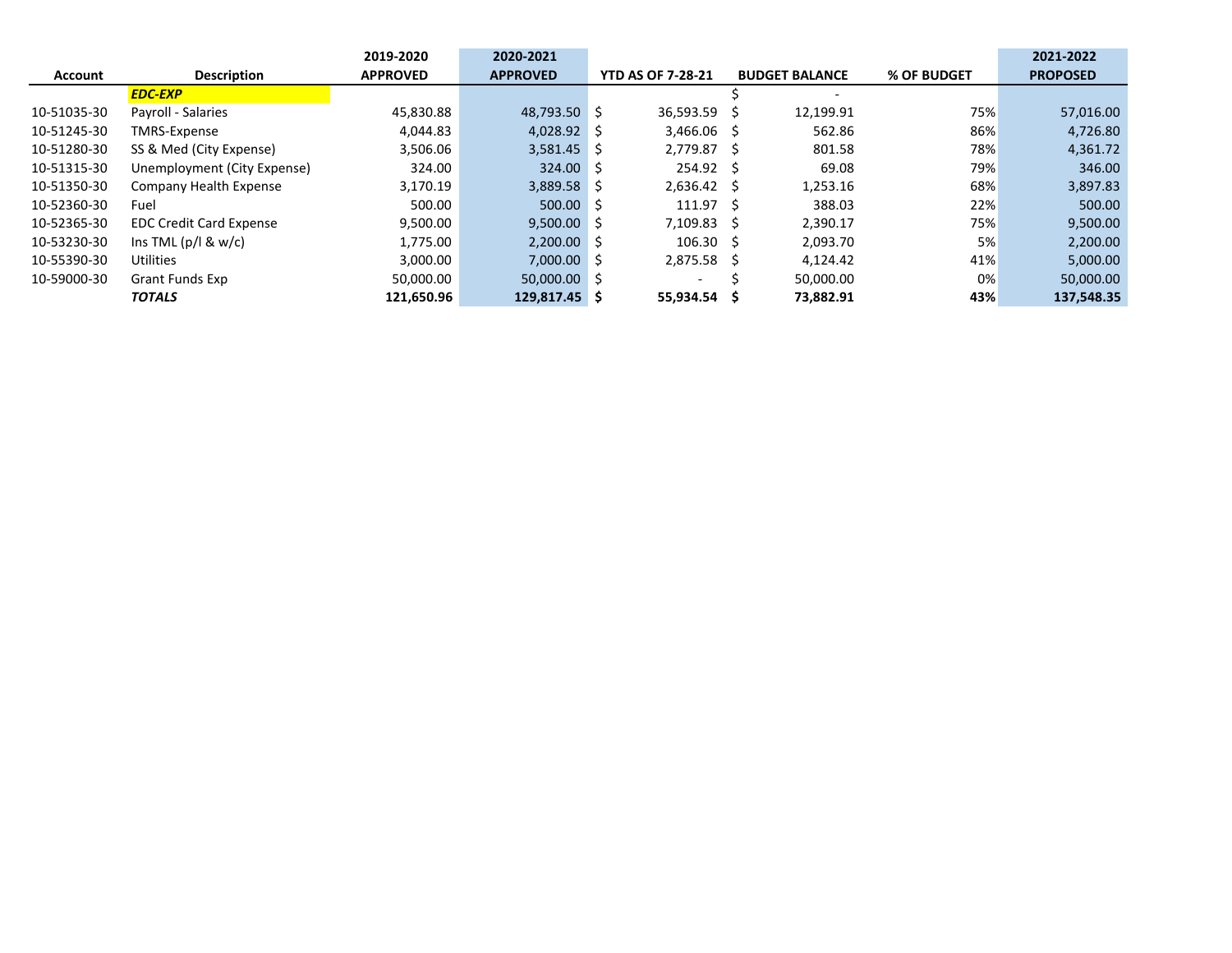| Account | Description | 2019-2020 APPROVED | 2020-2021 APPROVED | YTD AS OF 7-28-21 | BUDGET BALANCE | % OF BUDGET | 2021-2022 PROPOSED |
|---|---|---|---|---|---|---|---|
| | ***EDC-EXP*** | | | | $ - | | |
| 10-51035-30 | Payroll - Salaries | 45,830.88 | 48,793.50 | $ 36,593.59 | $ 12,199.91 | 75% | 57,016.00 |
| 10-51245-30 | TMRS-Expense | 4,044.83 | 4,028.92 | $ 3,466.06 | $ 562.86 | 86% | 4,726.80 |
| 10-51280-30 | SS & Med (City Expense) | 3,506.06 | 3,581.45 | $ 2,779.87 | $ 801.58 | 78% | 4,361.72 |
| 10-51315-30 | Unemployment (City Expense) | 324.00 | 324.00 | $ 254.92 | $ 69.08 | 79% | 346.00 |
| 10-51350-30 | Company Health Expense | 3,170.19 | 3,889.58 | $ 2,636.42 | $ 1,253.16 | 68% | 3,897.83 |
| 10-52360-30 | Fuel | 500.00 | 500.00 | $ 111.97 | $ 388.03 | 22% | 500.00 |
| 10-52365-30 | EDC Credit Card Expense | 9,500.00 | 9,500.00 | $ 7,109.83 | $ 2,390.17 | 75% | 9,500.00 |
| 10-53230-30 | Ins TML (p/l & w/c) | 1,775.00 | 2,200.00 | $ 106.30 | $ 2,093.70 | 5% | 2,200.00 |
| 10-55390-30 | Utilities | 3,000.00 | 7,000.00 | $ 2,875.58 | $ 4,124.42 | 41% | 5,000.00 |
| 10-59000-30 | Grant Funds Exp | 50,000.00 | 50,000.00 | $ - | $ 50,000.00 | 0% | 50,000.00 |
| | ***TOTALS*** | **121,650.96** | **129,817.45** | **$ 55,934.54** | **$ 73,882.91** | **43%** | **137,548.35** |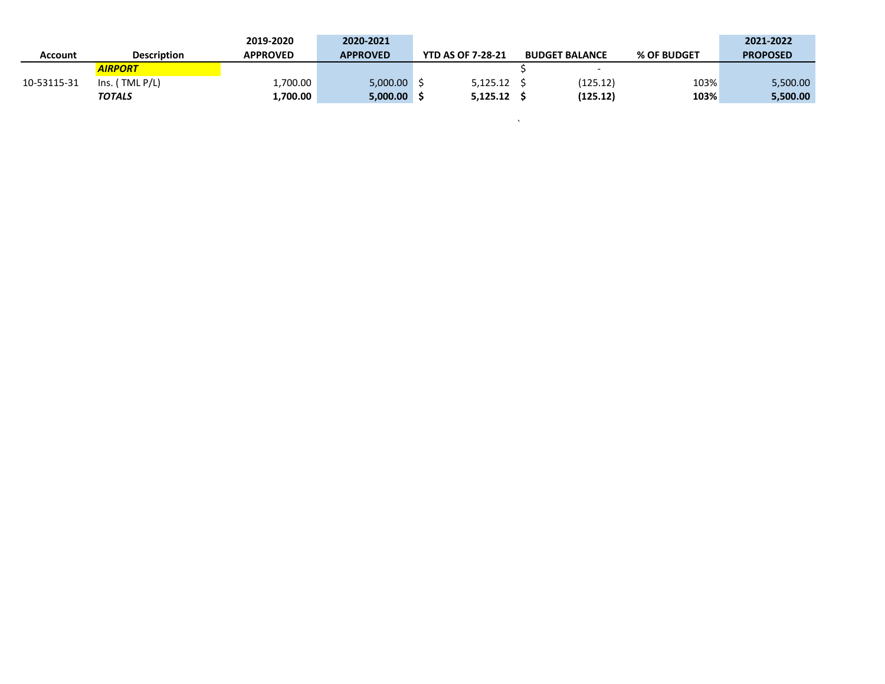| Account | Description | 2019-2020 APPROVED | 2020-2021 APPROVED | YTD AS OF 7-28-21 | BUDGET BALANCE | % OF BUDGET | 2021-2022 PROPOSED |
|---|---|---|---|---|---|---|---|
| | ***AIRPORT*** | | | | $ - | | |
| 10-53115-31 | Ins. ( TML P/L) | 1,700.00 | 5,000.00 | $ 5,125.12 | $ (125.12) | 103% | 5,500.00 |
| | ***TOTALS*** | **1,700.00** | **5,000.00** | **$ 5,125.12** | **$ (125.12)** | **103%** | **5,500.00** |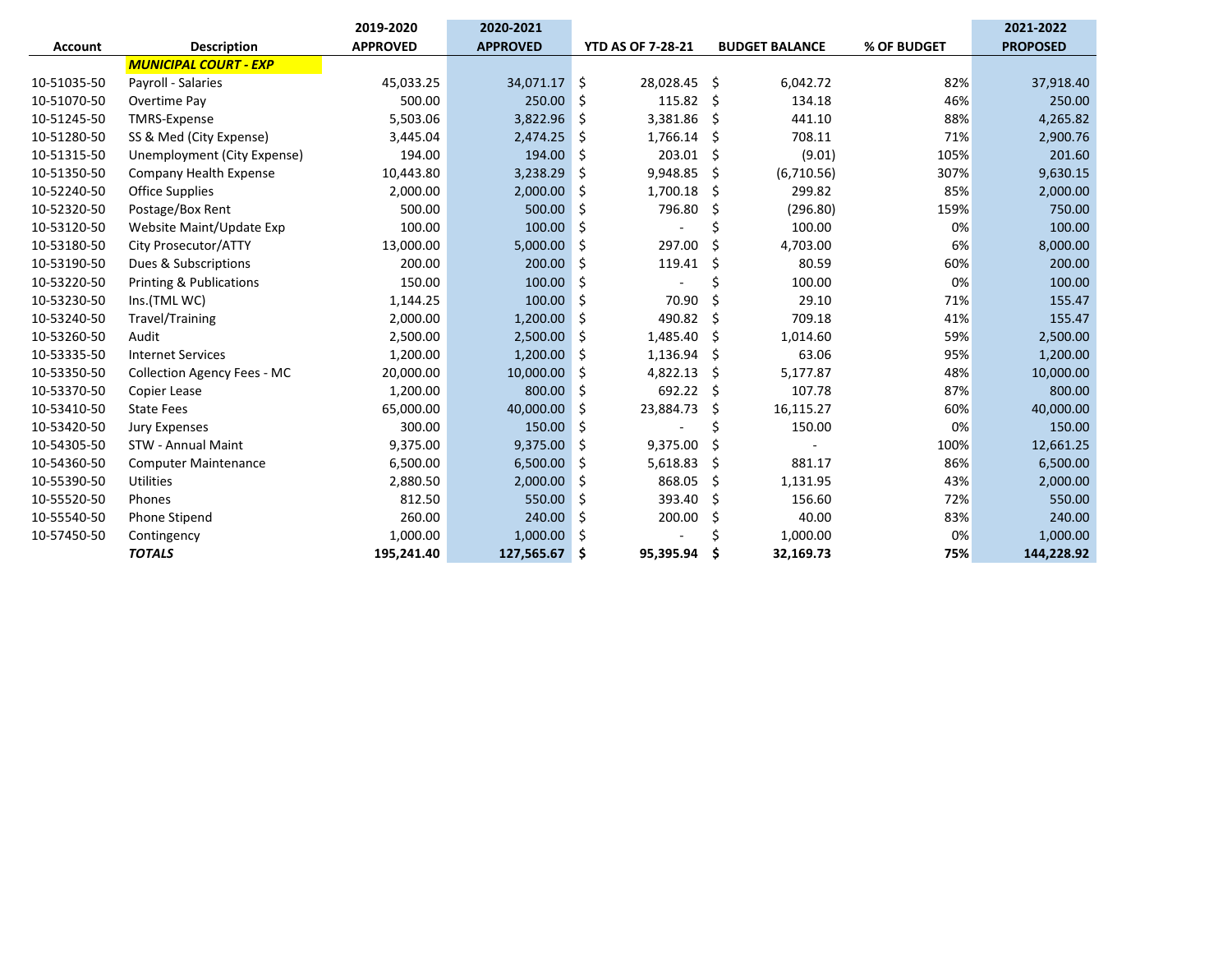| Account | Description | 2019-2020 APPROVED | 2020-2021 APPROVED | YTD AS OF 7-28-21 | BUDGET BALANCE | % OF BUDGET | 2021-2022 PROPOSED |
|---|---|---|---|---|---|---|---|
| | ***MUNICIPAL COURT - EXP*** | | | | | | |
| 10-51035-50 | Payroll - Salaries | 45,033.25 | 34,071.17 | $ 28,028.45 | $ 6,042.72 | 82% | 37,918.40 |
| 10-51070-50 | Overtime Pay | 500.00 | 250.00 | $ 115.82 | $ 134.18 | 46% | 250.00 |
| 10-51245-50 | TMRS-Expense | 5,503.06 | 3,822.96 | $ 3,381.86 | $ 441.10 | 88% | 4,265.82 |
| 10-51280-50 | SS & Med (City Expense) | 3,445.04 | 2,474.25 | $ 1,766.14 | $ 708.11 | 71% | 2,900.76 |
| 10-51315-50 | Unemployment (City Expense) | 194.00 | 194.00 | $ 203.01 | $ (9.01) | 105% | 201.60 |
| 10-51350-50 | Company Health Expense | 10,443.80 | 3,238.29 | $ 9,948.85 | $ (6,710.56) | 307% | 9,630.15 |
| 10-52240-50 | Office Supplies | 2,000.00 | 2,000.00 | $ 1,700.18 | $ 299.82 | 85% | 2,000.00 |
| 10-52320-50 | Postage/Box Rent | 500.00 | 500.00 | $ 796.80 | $ (296.80) | 159% | 750.00 |
| 10-53120-50 | Website Maint/Update Exp | 100.00 | 100.00 | $ - | $ 100.00 | 0% | 100.00 |
| 10-53180-50 | City Prosecutor/ATTY | 13,000.00 | 5,000.00 | $ 297.00 | $ 4,703.00 | 6% | 8,000.00 |
| 10-53190-50 | Dues & Subscriptions | 200.00 | 200.00 | $ 119.41 | $ 80.59 | 60% | 200.00 |
| 10-53220-50 | Printing & Publications | 150.00 | 100.00 | $ - | $ 100.00 | 0% | 100.00 |
| 10-53230-50 | Ins.(TML WC) | 1,144.25 | 100.00 | $ 70.90 | $ 29.10 | 71% | 155.47 |
| 10-53240-50 | Travel/Training | 2,000.00 | 1,200.00 | $ 490.82 | $ 709.18 | 41% | 155.47 |
| 10-53260-50 | Audit | 2,500.00 | 2,500.00 | $ 1,485.40 | $ 1,014.60 | 59% | 2,500.00 |
| 10-53335-50 | Internet Services | 1,200.00 | 1,200.00 | $ 1,136.94 | $ 63.06 | 95% | 1,200.00 |
| 10-53350-50 | Collection Agency Fees - MC | 20,000.00 | 10,000.00 | $ 4,822.13 | $ 5,177.87 | 48% | 10,000.00 |
| 10-53370-50 | Copier Lease | 1,200.00 | 800.00 | $ 692.22 | $ 107.78 | 87% | 800.00 |
| 10-53410-50 | State Fees | 65,000.00 | 40,000.00 | $ 23,884.73 | $ 16,115.27 | 60% | 40,000.00 |
| 10-53420-50 | Jury Expenses | 300.00 | 150.00 | $ - | $ 150.00 | 0% | 150.00 |
| 10-54305-50 | STW - Annual Maint | 9,375.00 | 9,375.00 | $ 9,375.00 | $ - | 100% | 12,661.25 |
| 10-54360-50 | Computer Maintenance | 6,500.00 | 6,500.00 | $ 5,618.83 | $ 881.17 | 86% | 6,500.00 |
| 10-55390-50 | Utilities | 2,880.50 | 2,000.00 | $ 868.05 | $ 1,131.95 | 43% | 2,000.00 |
| 10-55520-50 | Phones | 812.50 | 550.00 | $ 393.40 | $ 156.60 | 72% | 550.00 |
| 10-55540-50 | Phone Stipend | 260.00 | 240.00 | $ 200.00 | $ 40.00 | 83% | 240.00 |
| 10-57450-50 | Contingency | 1,000.00 | 1,000.00 | $ - | $ 1,000.00 | 0% | 1,000.00 |
| | ***TOTALS*** | **195,241.40** | **127,565.67** | **$ 95,395.94** | **$ 32,169.73** | **75%** | **144,228.92** |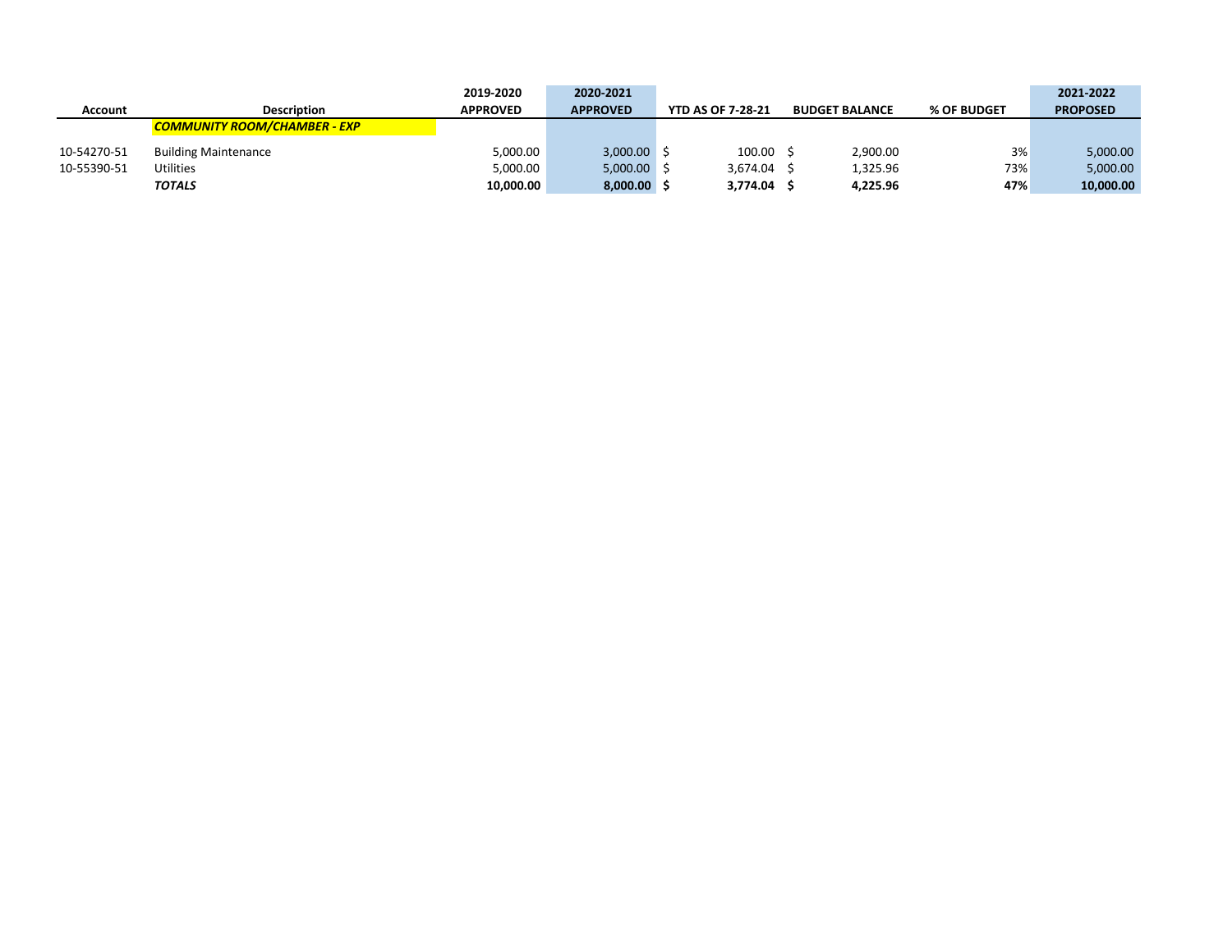| Account | Description | 2019-2020 APPROVED | 2020-2021 APPROVED | YTD AS OF 7-28-21 | BUDGET BALANCE | % OF BUDGET | 2021-2022 PROPOSED |
|---|---|---|---|---|---|---|---|
| | ***COMMUNITY ROOM/CHAMBER - EXP*** | | | | | | |
| 10-54270-51 | Building Maintenance | 5,000.00 | 3,000.00 | $ 100.00 | $ 2,900.00 | 3% | 5,000.00 |
| 10-55390-51 | Utilities | 5,000.00 | 5,000.00 | $ 3,674.04 | $ 1,325.96 | 73% | 5,000.00 |
| | ***TOTALS*** | **10,000.00** | **8,000.00** | **$ 3,774.04** | **$ 4,225.96** | **47%** | **10,000.00** |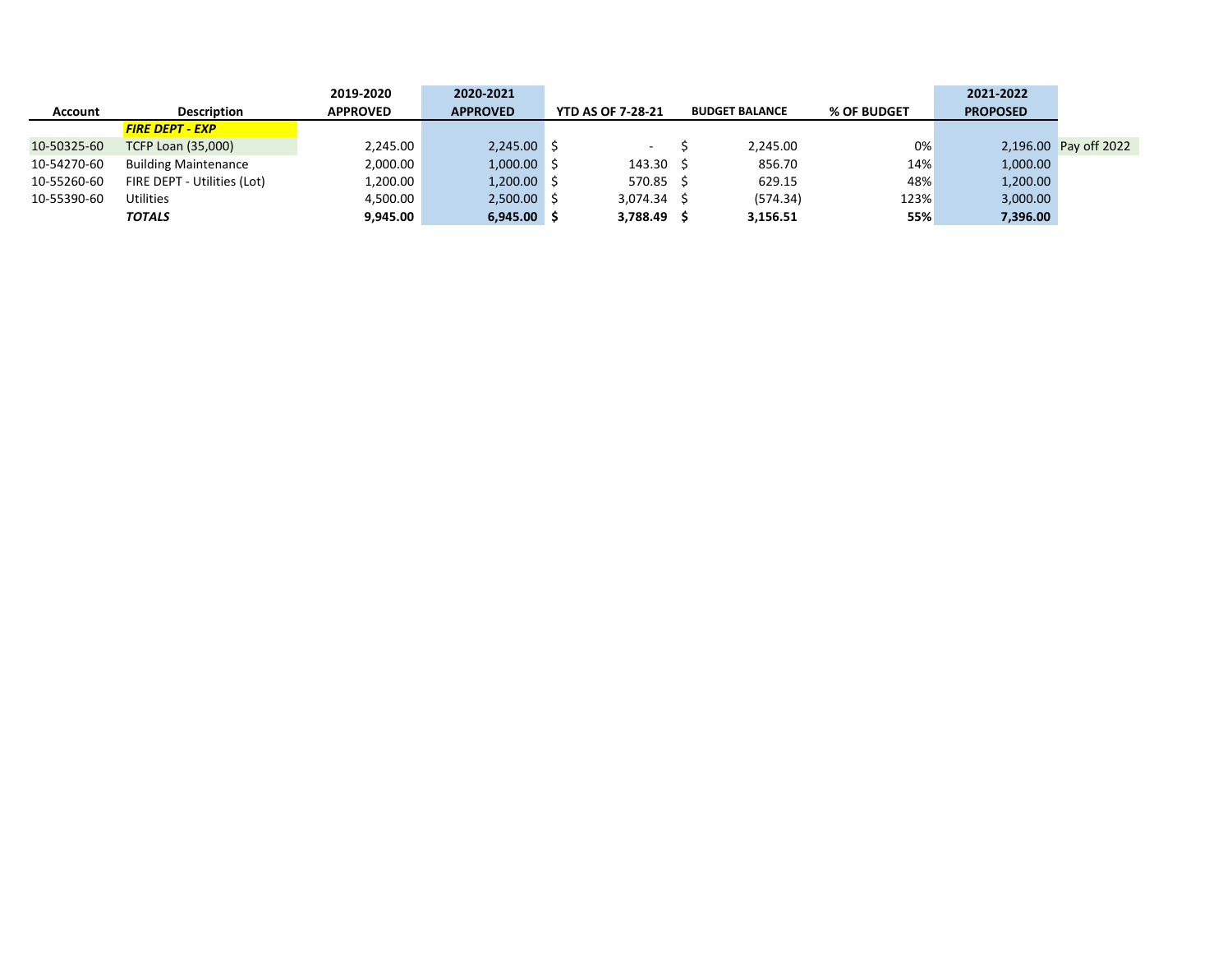| Account | Description | 2019-2020 APPROVED | 2020-2021 APPROVED | YTD AS OF 7-28-21 | BUDGET BALANCE | % OF BUDGET | 2021-2022 PROPOSED | |
|---|---|---|---|---|---|---|---|---|
| | ***FIRE DEPT - EXP*** | | | | | | | |
| 10-50325-60 | TCFP Loan (35,000) | 2,245.00 | 2,245.00 | $ - | $ 2,245.00 | 0% | 2,196.00 | Pay off 2022 |
| 10-54270-60 | Building Maintenance | 2,000.00 | 1,000.00 | $ 143.30 | $ 856.70 | 14% | 1,000.00 | |
| 10-55260-60 | FIRE DEPT - Utilities (Lot) | 1,200.00 | 1,200.00 | $ 570.85 | $ 629.15 | 48% | 1,200.00 | |
| 10-55390-60 | Utilities | 4,500.00 | 2,500.00 | $ 3,074.34 | $ (574.34) | 123% | 3,000.00 | |
| | ***TOTALS*** | **9,945.00** | **6,945.00** | **$ 3,788.49** | **$ 3,156.51** | **55%** | **7,396.00** | |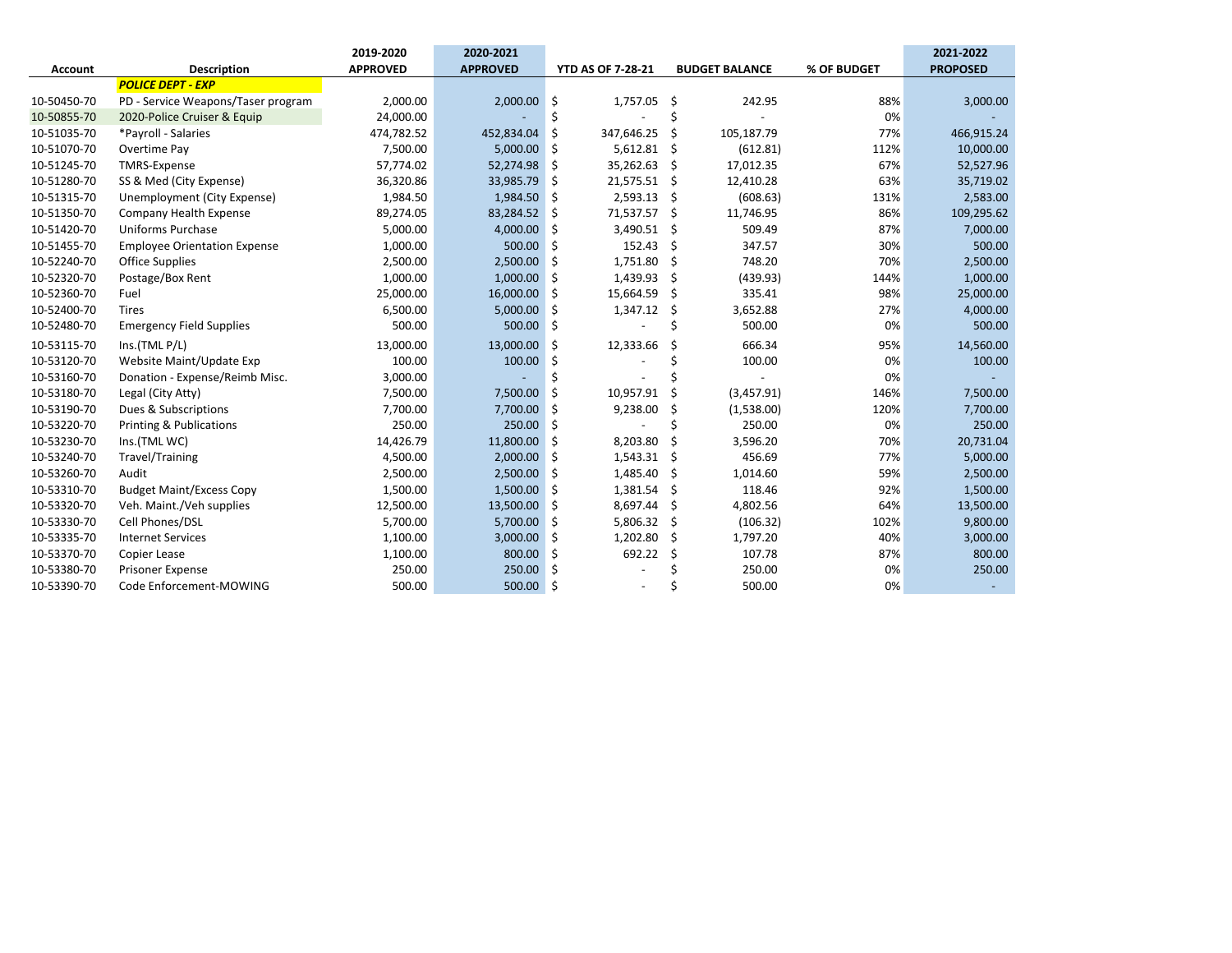| Account | Description | 2019-2020 APPROVED | 2020-2021 APPROVED | YTD AS OF 7-28-21 | BUDGET BALANCE | % OF BUDGET | 2021-2022 PROPOSED |
|---|---|---|---|---|---|---|---|
| | ***POLICE DEPT - EXP*** | | | | | | |
| 10-50450-70 | PD - Service Weapons/Taser program | 2,000.00 | 2,000.00 | $ 1,757.05 | $ 242.95 | 88% | 3,000.00 |
| 10-50855-70 | 2020-Police Cruiser & Equip | 24,000.00 | - | $ - | $ - | 0% | - |
| 10-51035-70 | *Payroll - Salaries | 474,782.52 | 452,834.04 | $ 347,646.25 | $ 105,187.79 | 77% | 466,915.24 |
| 10-51070-70 | Overtime Pay | 7,500.00 | 5,000.00 | $ 5,612.81 | $ (612.81) | 112% | 10,000.00 |
| 10-51245-70 | TMRS-Expense | 57,774.02 | 52,274.98 | $ 35,262.63 | $ 17,012.35 | 67% | 52,527.96 |
| 10-51280-70 | SS & Med (City Expense) | 36,320.86 | 33,985.79 | $ 21,575.51 | $ 12,410.28 | 63% | 35,719.02 |
| 10-51315-70 | Unemployment (City Expense) | 1,984.50 | 1,984.50 | $ 2,593.13 | $ (608.63) | 131% | 2,583.00 |
| 10-51350-70 | Company Health Expense | 89,274.05 | 83,284.52 | $ 71,537.57 | $ 11,746.95 | 86% | 109,295.62 |
| 10-51420-70 | Uniforms Purchase | 5,000.00 | 4,000.00 | $ 3,490.51 | $ 509.49 | 87% | 7,000.00 |
| 10-51455-70 | Employee Orientation Expense | 1,000.00 | 500.00 | $ 152.43 | $ 347.57 | 30% | 500.00 |
| 10-52240-70 | Office Supplies | 2,500.00 | 2,500.00 | $ 1,751.80 | $ 748.20 | 70% | 2,500.00 |
| 10-52320-70 | Postage/Box Rent | 1,000.00 | 1,000.00 | $ 1,439.93 | $ (439.93) | 144% | 1,000.00 |
| 10-52360-70 | Fuel | 25,000.00 | 16,000.00 | $ 15,664.59 | $ 335.41 | 98% | 25,000.00 |
| 10-52400-70 | Tires | 6,500.00 | 5,000.00 | $ 1,347.12 | $ 3,652.88 | 27% | 4,000.00 |
| 10-52480-70 | Emergency Field Supplies | 500.00 | 500.00 | $ - | $ 500.00 | 0% | 500.00 |
| 10-53115-70 | Ins.(TML P/L) | 13,000.00 | 13,000.00 | $ 12,333.66 | $ 666.34 | 95% | 14,560.00 |
| 10-53120-70 | Website Maint/Update Exp | 100.00 | 100.00 | $ - | $ 100.00 | 0% | 100.00 |
| 10-53160-70 | Donation - Expense/Reimb Misc. | 3,000.00 | - | $ - | $ - | 0% | - |
| 10-53180-70 | Legal (City Atty) | 7,500.00 | 7,500.00 | $ 10,957.91 | $ (3,457.91) | 146% | 7,500.00 |
| 10-53190-70 | Dues & Subscriptions | 7,700.00 | 7,700.00 | $ 9,238.00 | $ (1,538.00) | 120% | 7,700.00 |
| 10-53220-70 | Printing & Publications | 250.00 | 250.00 | $ - | $ 250.00 | 0% | 250.00 |
| 10-53230-70 | Ins.(TML WC) | 14,426.79 | 11,800.00 | $ 8,203.80 | $ 3,596.20 | 70% | 20,731.04 |
| 10-53240-70 | Travel/Training | 4,500.00 | 2,000.00 | $ 1,543.31 | $ 456.69 | 77% | 5,000.00 |
| 10-53260-70 | Audit | 2,500.00 | 2,500.00 | $ 1,485.40 | $ 1,014.60 | 59% | 2,500.00 |
| 10-53310-70 | Budget Maint/Excess Copy | 1,500.00 | 1,500.00 | $ 1,381.54 | $ 118.46 | 92% | 1,500.00 |
| 10-53320-70 | Veh. Maint./Veh supplies | 12,500.00 | 13,500.00 | $ 8,697.44 | $ 4,802.56 | 64% | 13,500.00 |
| 10-53330-70 | Cell Phones/DSL | 5,700.00 | 5,700.00 | $ 5,806.32 | $ (106.32) | 102% | 9,800.00 |
| 10-53335-70 | Internet Services | 1,100.00 | 3,000.00 | $ 1,202.80 | $ 1,797.20 | 40% | 3,000.00 |
| 10-53370-70 | Copier Lease | 1,100.00 | 800.00 | $ 692.22 | $ 107.78 | 87% | 800.00 |
| 10-53380-70 | Prisoner Expense | 250.00 | 250.00 | $ - | $ 250.00 | 0% | 250.00 |
| 10-53390-70 | Code Enforcement-MOWING | 500.00 | 500.00 | $ - | $ 500.00 | 0% | - |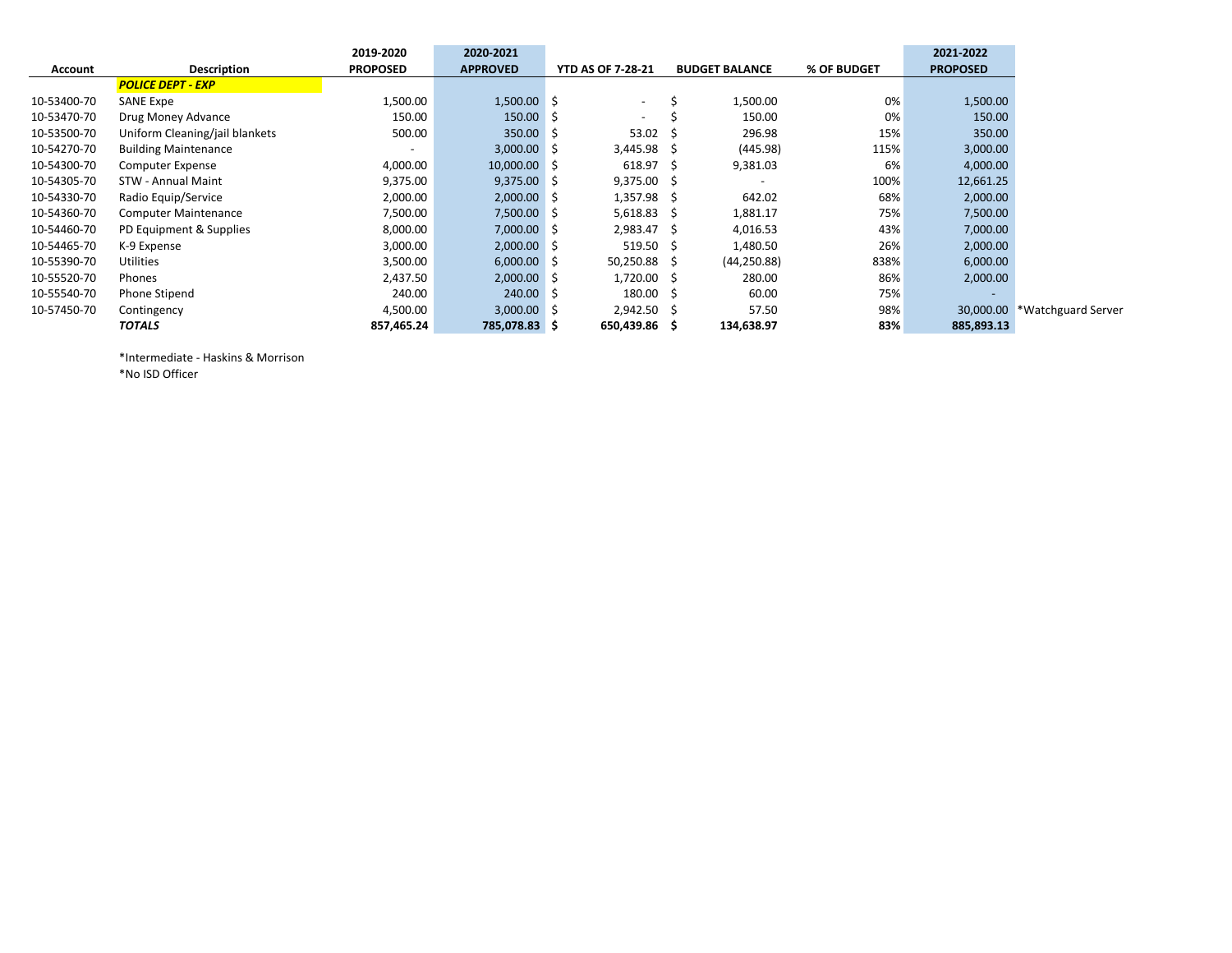| Account | Description | 2019-2020 PROPOSED | 2020-2021 APPROVED | YTD AS OF 7-28-21 | BUDGET BALANCE | % OF BUDGET | 2021-2022 PROPOSED | |
|---|---|---|---|---|---|---|---|---|
| | ***POLICE DEPT - EXP*** | | | | | | | |
| 10-53400-70 | SANE Expe | 1,500.00 | 1,500.00 | $ - | $ 1,500.00 | 0% | 1,500.00 | |
| 10-53470-70 | Drug Money Advance | 150.00 | 150.00 | $ - | $ 150.00 | 0% | 150.00 | |
| 10-53500-70 | Uniform Cleaning/jail blankets | 500.00 | 350.00 | $ 53.02 | $ 296.98 | 15% | 350.00 | |
| 10-54270-70 | Building Maintenance | - | 3,000.00 | $ 3,445.98 | $ (445.98) | 115% | 3,000.00 | |
| 10-54300-70 | Computer Expense | 4,000.00 | 10,000.00 | $ 618.97 | $ 9,381.03 | 6% | 4,000.00 | |
| 10-54305-70 | STW - Annual Maint | 9,375.00 | 9,375.00 | $ 9,375.00 | $ - | 100% | 12,661.25 | |
| 10-54330-70 | Radio Equip/Service | 2,000.00 | 2,000.00 | $ 1,357.98 | $ 642.02 | 68% | 2,000.00 | |
| 10-54360-70 | Computer Maintenance | 7,500.00 | 7,500.00 | $ 5,618.83 | $ 1,881.17 | 75% | 7,500.00 | |
| 10-54460-70 | PD Equipment & Supplies | 8,000.00 | 7,000.00 | $ 2,983.47 | $ 4,016.53 | 43% | 7,000.00 | |
| 10-54465-70 | K-9 Expense | 3,000.00 | 2,000.00 | $ 519.50 | $ 1,480.50 | 26% | 2,000.00 | |
| 10-55390-70 | Utilities | 3,500.00 | 6,000.00 | $ 50,250.88 | $ (44,250.88) | 838% | 6,000.00 | |
| 10-55520-70 | Phones | 2,437.50 | 2,000.00 | $ 1,720.00 | $ 280.00 | 86% | 2,000.00 | |
| 10-55540-70 | Phone Stipend | 240.00 | 240.00 | $ 180.00 | $ 60.00 | 75% | - | |
| 10-57450-70 | Contingency | 4,500.00 | 3,000.00 | $ 2,942.50 | $ 57.50 | 98% | 30,000.00 | *Watchguard Server |
| | ***TOTALS*** | **857,465.24** | **785,078.83** | **$ 650,439.86** | **$ 134,638.97** | **83%** | **885,893.13** | |

*Intermediate - Haskins & Morrison

*No ISD Officer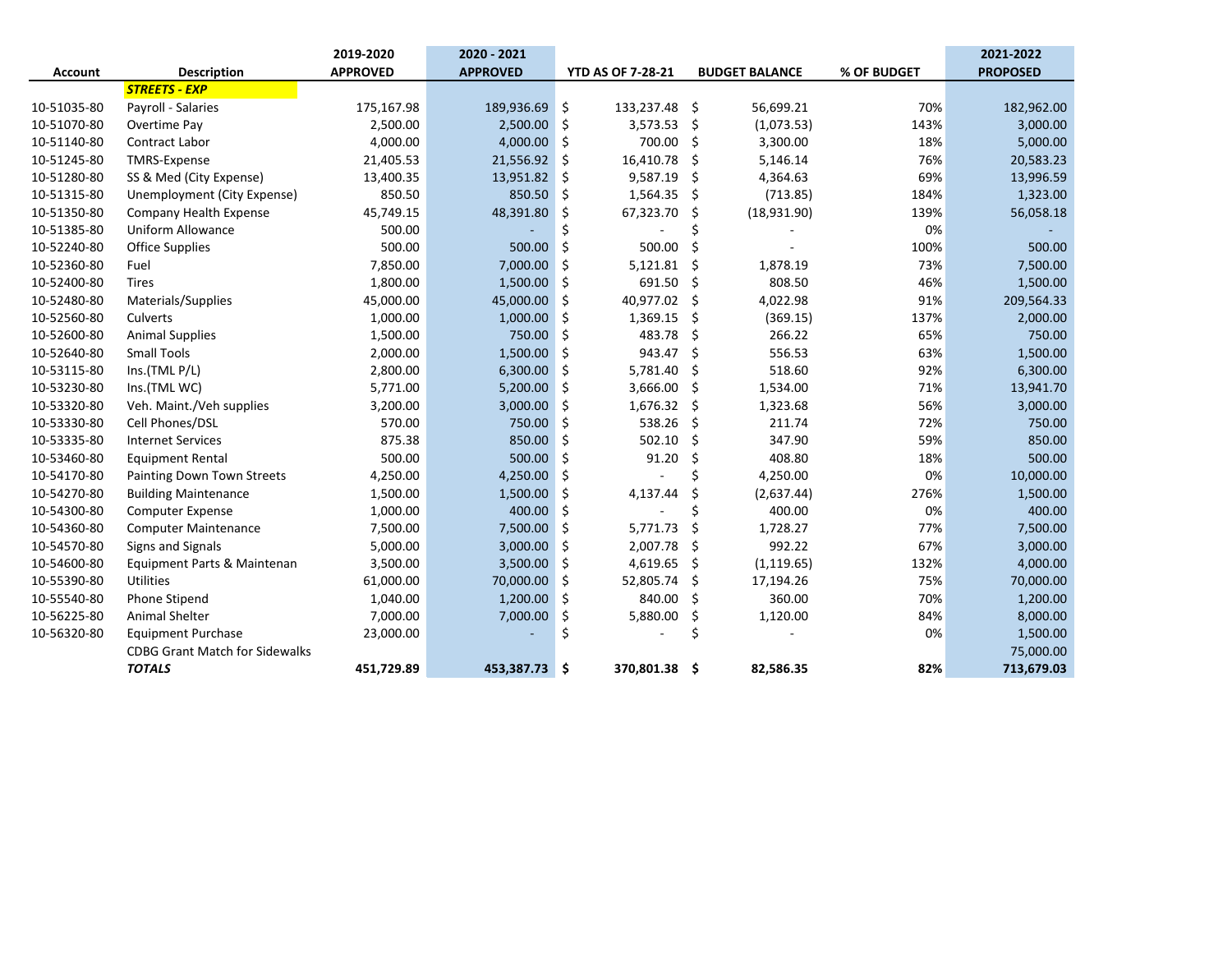| Account | Description | 2019-2020 APPROVED | 2020 - 2021 APPROVED | YTD AS OF 7-28-21 | BUDGET BALANCE | % OF BUDGET | 2021-2022 PROPOSED |
|---|---|---|---|---|---|---|---|
| | ***STREETS - EXP*** | | | | | | |
| 10-51035-80 | Payroll - Salaries | 175,167.98 | 189,936.69 | $ 133,237.48 | $ 56,699.21 | 70% | 182,962.00 |
| 10-51070-80 | Overtime Pay | 2,500.00 | 2,500.00 | $ 3,573.53 | $ (1,073.53) | 143% | 3,000.00 |
| 10-51140-80 | Contract Labor | 4,000.00 | 4,000.00 | $ 700.00 | $ 3,300.00 | 18% | 5,000.00 |
| 10-51245-80 | TMRS-Expense | 21,405.53 | 21,556.92 | $ 16,410.78 | $ 5,146.14 | 76% | 20,583.23 |
| 10-51280-80 | SS & Med (City Expense) | 13,400.35 | 13,951.82 | $ 9,587.19 | $ 4,364.63 | 69% | 13,996.59 |
| 10-51315-80 | Unemployment (City Expense) | 850.50 | 850.50 | $ 1,564.35 | $ (713.85) | 184% | 1,323.00 |
| 10-51350-80 | Company Health Expense | 45,749.15 | 48,391.80 | $ 67,323.70 | $ (18,931.90) | 139% | 56,058.18 |
| 10-51385-80 | Uniform Allowance | 500.00 | - | $ - | $ - | 0% | - |
| 10-52240-80 | Office Supplies | 500.00 | 500.00 | $ 500.00 | $ - | 100% | 500.00 |
| 10-52360-80 | Fuel | 7,850.00 | 7,000.00 | $ 5,121.81 | $ 1,878.19 | 73% | 7,500.00 |
| 10-52400-80 | Tires | 1,800.00 | 1,500.00 | $ 691.50 | $ 808.50 | 46% | 1,500.00 |
| 10-52480-80 | Materials/Supplies | 45,000.00 | 45,000.00 | $ 40,977.02 | $ 4,022.98 | 91% | 209,564.33 |
| 10-52560-80 | Culverts | 1,000.00 | 1,000.00 | $ 1,369.15 | $ (369.15) | 137% | 2,000.00 |
| 10-52600-80 | Animal Supplies | 1,500.00 | 750.00 | $ 483.78 | $ 266.22 | 65% | 750.00 |
| 10-52640-80 | Small Tools | 2,000.00 | 1,500.00 | $ 943.47 | $ 556.53 | 63% | 1,500.00 |
| 10-53115-80 | Ins.(TML P/L) | 2,800.00 | 6,300.00 | $ 5,781.40 | $ 518.60 | 92% | 6,300.00 |
| 10-53230-80 | Ins.(TML WC) | 5,771.00 | 5,200.00 | $ 3,666.00 | $ 1,534.00 | 71% | 13,941.70 |
| 10-53320-80 | Veh. Maint./Veh supplies | 3,200.00 | 3,000.00 | $ 1,676.32 | $ 1,323.68 | 56% | 3,000.00 |
| 10-53330-80 | Cell Phones/DSL | 570.00 | 750.00 | $ 538.26 | $ 211.74 | 72% | 750.00 |
| 10-53335-80 | Internet Services | 875.38 | 850.00 | $ 502.10 | $ 347.90 | 59% | 850.00 |
| 10-53460-80 | Equipment Rental | 500.00 | 500.00 | $ 91.20 | $ 408.80 | 18% | 500.00 |
| 10-54170-80 | Painting Down Town Streets | 4,250.00 | 4,250.00 | $ - | $ 4,250.00 | 0% | 10,000.00 |
| 10-54270-80 | Building Maintenance | 1,500.00 | 1,500.00 | $ 4,137.44 | $ (2,637.44) | 276% | 1,500.00 |
| 10-54300-80 | Computer Expense | 1,000.00 | 400.00 | $ - | $ 400.00 | 0% | 400.00 |
| 10-54360-80 | Computer Maintenance | 7,500.00 | 7,500.00 | $ 5,771.73 | $ 1,728.27 | 77% | 7,500.00 |
| 10-54570-80 | Signs and Signals | 5,000.00 | 3,000.00 | $ 2,007.78 | $ 992.22 | 67% | 3,000.00 |
| 10-54600-80 | Equipment Parts & Maintenan | 3,500.00 | 3,500.00 | $ 4,619.65 | $ (1,119.65) | 132% | 4,000.00 |
| 10-55390-80 | Utilities | 61,000.00 | 70,000.00 | $ 52,805.74 | $ 17,194.26 | 75% | 70,000.00 |
| 10-55540-80 | Phone Stipend | 1,040.00 | 1,200.00 | $ 840.00 | $ 360.00 | 70% | 1,200.00 |
| 10-56225-80 | Animal Shelter | 7,000.00 | 7,000.00 | $ 5,880.00 | $ 1,120.00 | 84% | 8,000.00 |
| 10-56320-80 | Equipment Purchase | 23,000.00 | - | $ - | $ - | 0% | 1,500.00 |
| | CDBG Grant Match for Sidewalks | | | | | | 75,000.00 |
| | ***TOTALS*** | **451,729.89** | **453,387.73** | **$ 370,801.38** | **$ 82,586.35** | **82%** | **713,679.03** |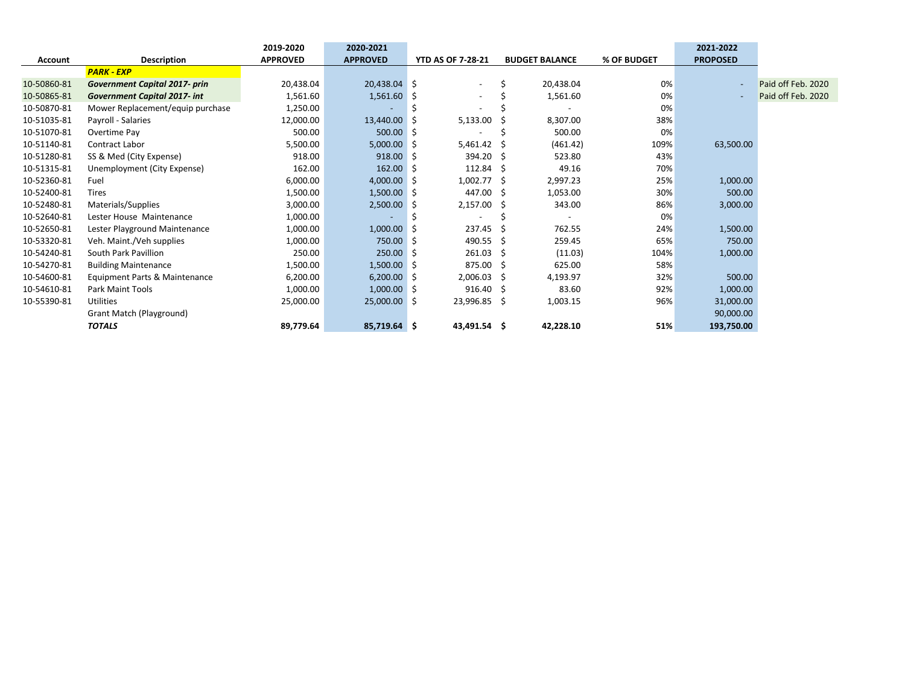| Account | Description | 2019-2020 APPROVED | 2020-2021 APPROVED | YTD AS OF 7-28-21 | BUDGET BALANCE | % OF BUDGET | 2021-2022 PROPOSED | |
|---|---|---|---|---|---|---|---|---|
| | ***PARK - EXP*** | | | | | | | |
| 10-50860-81 | ***Government Capital 2017- prin*** | 20,438.04 | 20,438.04 | $ - | $ 20,438.04 | 0% | - | Paid off Feb. 2020 |
| 10-50865-81 | ***Government Capital 2017- int*** | 1,561.60 | 1,561.60 | $ - | $ 1,561.60 | 0% | - | Paid off Feb. 2020 |
| 10-50870-81 | Mower Replacement/equip purchase | 1,250.00 | - | $ - | $ - | 0% | | |
| 10-51035-81 | Payroll - Salaries | 12,000.00 | 13,440.00 | $ 5,133.00 | $ 8,307.00 | 38% | | |
| 10-51070-81 | Overtime Pay | 500.00 | 500.00 | $ - | $ 500.00 | 0% | | |
| 10-51140-81 | Contract Labor | 5,500.00 | 5,000.00 | $ 5,461.42 | $ (461.42) | 109% | 63,500.00 | |
| 10-51280-81 | SS & Med (City Expense) | 918.00 | 918.00 | $ 394.20 | $ 523.80 | 43% | | |
| 10-51315-81 | Unemployment (City Expense) | 162.00 | 162.00 | $ 112.84 | $ 49.16 | 70% | | |
| 10-52360-81 | Fuel | 6,000.00 | 4,000.00 | $ 1,002.77 | $ 2,997.23 | 25% | 1,000.00 | |
| 10-52400-81 | Tires | 1,500.00 | 1,500.00 | $ 447.00 | $ 1,053.00 | 30% | 500.00 | |
| 10-52480-81 | Materials/Supplies | 3,000.00 | 2,500.00 | $ 2,157.00 | $ 343.00 | 86% | 3,000.00 | |
| 10-52640-81 | Lester House Maintenance | 1,000.00 | - | $ - | $ - | 0% | | |
| 10-52650-81 | Lester Playground Maintenance | 1,000.00 | 1,000.00 | $ 237.45 | $ 762.55 | 24% | 1,500.00 | |
| 10-53320-81 | Veh. Maint./Veh supplies | 1,000.00 | 750.00 | $ 490.55 | $ 259.45 | 65% | 750.00 | |
| 10-54240-81 | South Park Pavillion | 250.00 | 250.00 | $ 261.03 | $ (11.03) | 104% | 1,000.00 | |
| 10-54270-81 | Building Maintenance | 1,500.00 | 1,500.00 | $ 875.00 | $ 625.00 | 58% | | |
| 10-54600-81 | Equipment Parts & Maintenance | 6,200.00 | 6,200.00 | $ 2,006.03 | $ 4,193.97 | 32% | 500.00 | |
| 10-54610-81 | Park Maint Tools | 1,000.00 | 1,000.00 | $ 916.40 | $ 83.60 | 92% | 1,000.00 | |
| 10-55390-81 | Utilities | 25,000.00 | 25,000.00 | $ 23,996.85 | $ 1,003.15 | 96% | 31,000.00 | |
| | Grant Match (Playground) | | | | | | 90,000.00 | |
| | ***TOTALS*** | **89,779.64** | **85,719.64** | **$ 43,491.54** | **$ 42,228.10** | **51%** | **193,750.00** | |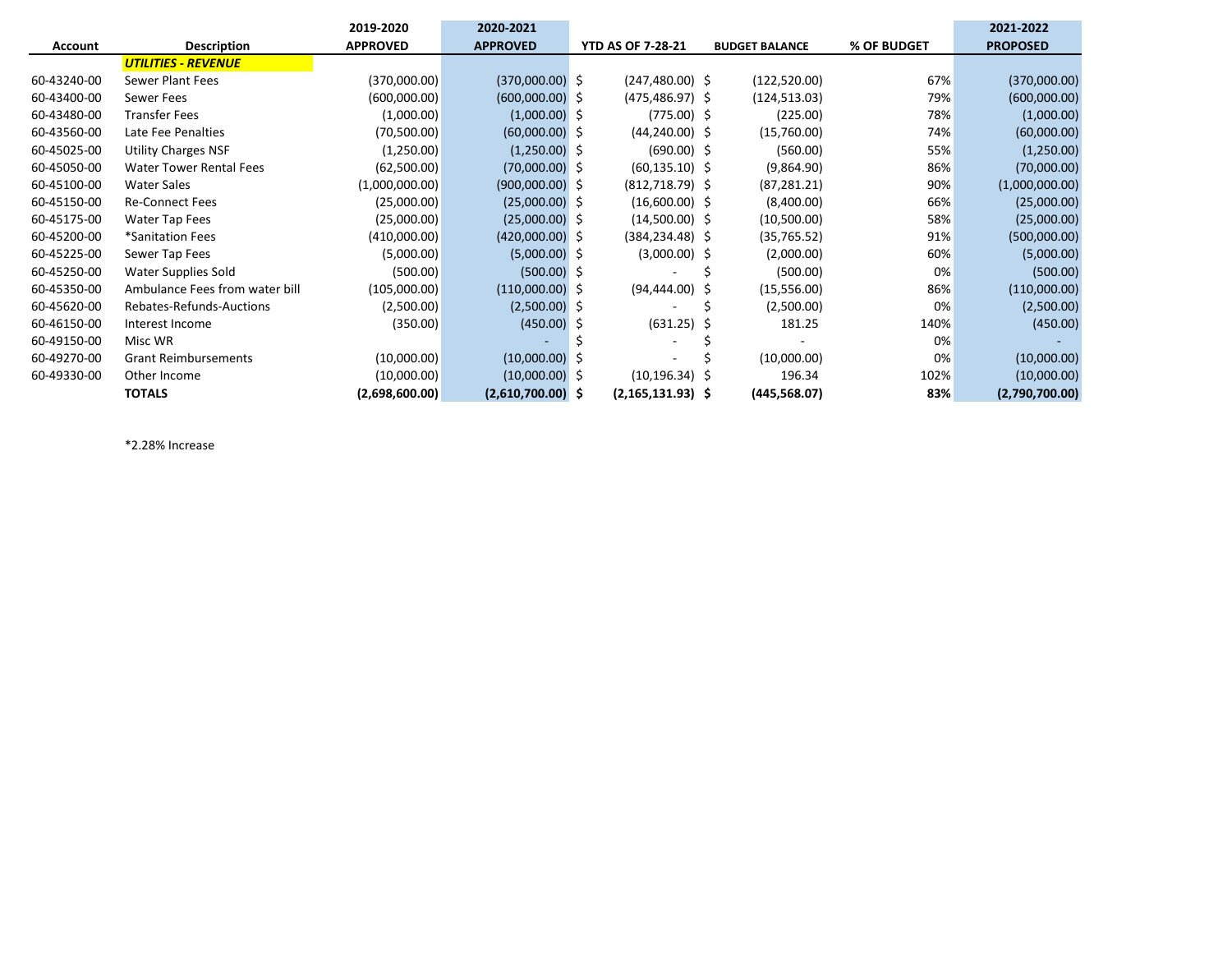| Account | Description | 2019-2020 APPROVED | 2020-2021 APPROVED | YTD AS OF 7-28-21 | BUDGET BALANCE | % OF BUDGET | 2021-2022 PROPOSED |
|---|---|---|---|---|---|---|---|
| | ***UTILITIES - REVENUE*** | | | | | | |
| 60-43240-00 | Sewer Plant Fees | (370,000.00) | (370,000.00) | $ (247,480.00) | $ (122,520.00) | 67% | (370,000.00) |
| 60-43400-00 | Sewer Fees | (600,000.00) | (600,000.00) | $ (475,486.97) | $ (124,513.03) | 79% | (600,000.00) |
| 60-43480-00 | Transfer Fees | (1,000.00) | (1,000.00) | $ (775.00) | $ (225.00) | 78% | (1,000.00) |
| 60-43560-00 | Late Fee Penalties | (70,500.00) | (60,000.00) | $ (44,240.00) | $ (15,760.00) | 74% | (60,000.00) |
| 60-45025-00 | Utility Charges NSF | (1,250.00) | (1,250.00) | $ (690.00) | $ (560.00) | 55% | (1,250.00) |
| 60-45050-00 | Water Tower Rental Fees | (62,500.00) | (70,000.00) | $ (60,135.10) | $ (9,864.90) | 86% | (70,000.00) |
| 60-45100-00 | Water Sales | (1,000,000.00) | (900,000.00) | $ (812,718.79) | $ (87,281.21) | 90% | (1,000,000.00) |
| 60-45150-00 | Re-Connect Fees | (25,000.00) | (25,000.00) | $ (16,600.00) | $ (8,400.00) | 66% | (25,000.00) |
| 60-45175-00 | Water Tap Fees | (25,000.00) | (25,000.00) | $ (14,500.00) | $ (10,500.00) | 58% | (25,000.00) |
| 60-45200-00 | *Sanitation Fees | (410,000.00) | (420,000.00) | $ (384,234.48) | $ (35,765.52) | 91% | (500,000.00) |
| 60-45225-00 | Sewer Tap Fees | (5,000.00) | (5,000.00) | $ (3,000.00) | $ (2,000.00) | 60% | (5,000.00) |
| 60-45250-00 | Water Supplies Sold | (500.00) | (500.00) | $ - | $ (500.00) | 0% | (500.00) |
| 60-45350-00 | Ambulance Fees from water bill | (105,000.00) | (110,000.00) | $ (94,444.00) | $ (15,556.00) | 86% | (110,000.00) |
| 60-45620-00 | Rebates-Refunds-Auctions | (2,500.00) | (2,500.00) | $ - | $ (2,500.00) | 0% | (2,500.00) |
| 60-46150-00 | Interest Income | (350.00) | (450.00) | $ (631.25) | $ 181.25 | 140% | (450.00) |
| 60-49150-00 | Misc WR | | - | $ - | $ - | 0% | - |
| 60-49270-00 | Grant Reimbursements | (10,000.00) | (10,000.00) | $ - | $ (10,000.00) | 0% | (10,000.00) |
| 60-49330-00 | Other Income | (10,000.00) | (10,000.00) | $ (10,196.34) | $ 196.34 | 102% | (10,000.00) |
| | **TOTALS** | **(2,698,600.00)** | **(2,610,700.00)** | **$ (2,165,131.93)** | **$ (445,568.07)** | **83%** | **(2,790,700.00)** |

*2.28% Increase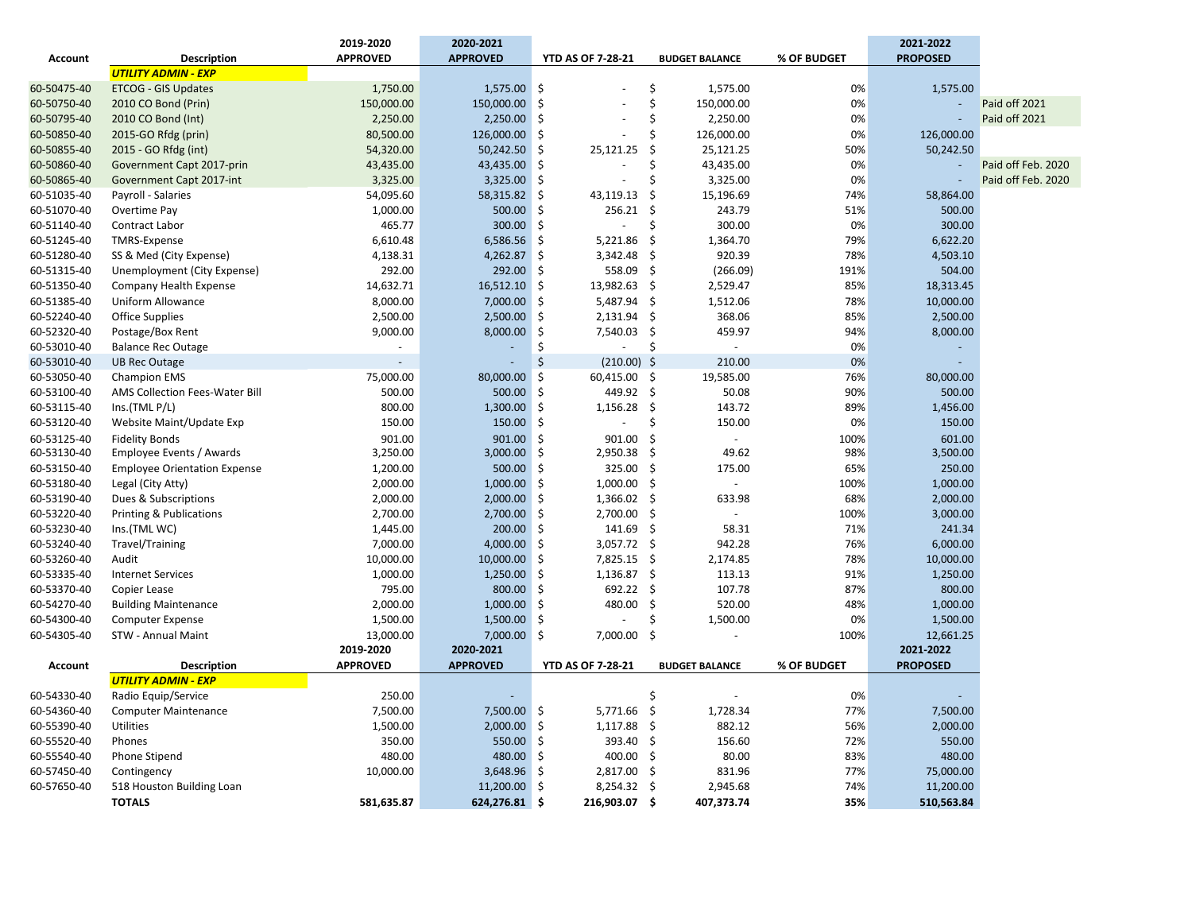| Account | Description | 2019-2020 APPROVED | 2020-2021 APPROVED | YTD AS OF 7-28-21 | BUDGET BALANCE | % OF BUDGET | 2021-2022 PROPOSED | |
|---|---|---|---|---|---|---|---|---|
| | ***UTILITY ADMIN - EXP*** | | | | | | | |
| 60-50475-40 | ETCOG - GIS Updates | 1,750.00 | 1,575.00 | $ - | $ 1,575.00 | 0% | 1,575.00 | |
| 60-50750-40 | 2010 CO Bond (Prin) | 150,000.00 | 150,000.00 | $ - | $ 150,000.00 | 0% | - | Paid off 2021 |
| 60-50795-40 | 2010 CO Bond (Int) | 2,250.00 | 2,250.00 | $ - | $ 2,250.00 | 0% | - | Paid off 2021 |
| 60-50850-40 | 2015-GO Rfdg (prin) | 80,500.00 | 126,000.00 | $ - | $ 126,000.00 | 0% | 126,000.00 | |
| 60-50855-40 | 2015 - GO Rfdg (int) | 54,320.00 | 50,242.50 | $ 25,121.25 | $ 25,121.25 | 50% | 50,242.50 | |
| 60-50860-40 | Government Capt 2017-prin | 43,435.00 | 43,435.00 | $ - | $ 43,435.00 | 0% | - | Paid off Feb. 2020 |
| 60-50865-40 | Government Capt 2017-int | 3,325.00 | 3,325.00 | $ - | $ 3,325.00 | 0% | - | Paid off Feb. 2020 |
| 60-51035-40 | Payroll - Salaries | 54,095.60 | 58,315.82 | $ 43,119.13 | $ 15,196.69 | 74% | 58,864.00 | |
| 60-51070-40 | Overtime Pay | 1,000.00 | 500.00 | $ 256.21 | $ 243.79 | 51% | 500.00 | |
| 60-51140-40 | Contract Labor | 465.77 | 300.00 | $ - | $ 300.00 | 0% | 300.00 | |
| 60-51245-40 | TMRS-Expense | 6,610.48 | 6,586.56 | $ 5,221.86 | $ 1,364.70 | 79% | 6,622.20 | |
| 60-51280-40 | SS & Med (City Expense) | 4,138.31 | 4,262.87 | $ 3,342.48 | $ 920.39 | 78% | 4,503.10 | |
| 60-51315-40 | Unemployment (City Expense) | 292.00 | 292.00 | $ 558.09 | $ (266.09) | 191% | 504.00 | |
| 60-51350-40 | Company Health Expense | 14,632.71 | 16,512.10 | $ 13,982.63 | $ 2,529.47 | 85% | 18,313.45 | |
| 60-51385-40 | Uniform Allowance | 8,000.00 | 7,000.00 | $ 5,487.94 | $ 1,512.06 | 78% | 10,000.00 | |
| 60-52240-40 | Office Supplies | 2,500.00 | 2,500.00 | $ 2,131.94 | $ 368.06 | 85% | 2,500.00 | |
| 60-52320-40 | Postage/Box Rent | 9,000.00 | 8,000.00 | $ 7,540.03 | $ 459.97 | 94% | 8,000.00 | |
| 60-53010-40 | Balance Rec Outage | - | - | $ - | $ - | 0% | - | |
| 60-53010-40 | UB Rec Outage | - | - | $ (210.00) | $ 210.00 | 0% | - | |
| 60-53050-40 | Champion EMS | 75,000.00 | 80,000.00 | $ 60,415.00 | $ 19,585.00 | 76% | 80,000.00 | |
| 60-53100-40 | AMS Collection Fees-Water Bill | 500.00 | 500.00 | $ 449.92 | $ 50.08 | 90% | 500.00 | |
| 60-53115-40 | Ins.(TML P/L) | 800.00 | 1,300.00 | $ 1,156.28 | $ 143.72 | 89% | 1,456.00 | |
| 60-53120-40 | Website Maint/Update Exp | 150.00 | 150.00 | $ - | $ 150.00 | 0% | 150.00 | |
| 60-53125-40 | Fidelity Bonds | 901.00 | 901.00 | $ 901.00 | $ - | 100% | 601.00 | |
| 60-53130-40 | Employee Events / Awards | 3,250.00 | 3,000.00 | $ 2,950.38 | $ 49.62 | 98% | 3,500.00 | |
| 60-53150-40 | Employee Orientation Expense | 1,200.00 | 500.00 | $ 325.00 | $ 175.00 | 65% | 250.00 | |
| 60-53180-40 | Legal (City Atty) | 2,000.00 | 1,000.00 | $ 1,000.00 | $ - | 100% | 1,000.00 | |
| 60-53190-40 | Dues & Subscriptions | 2,000.00 | 2,000.00 | $ 1,366.02 | $ 633.98 | 68% | 2,000.00 | |
| 60-53220-40 | Printing & Publications | 2,700.00 | 2,700.00 | $ 2,700.00 | $ - | 100% | 3,000.00 | |
| 60-53230-40 | Ins.(TML WC) | 1,445.00 | 200.00 | $ 141.69 | $ 58.31 | 71% | 241.34 | |
| 60-53240-40 | Travel/Training | 7,000.00 | 4,000.00 | $ 3,057.72 | $ 942.28 | 76% | 6,000.00 | |
| 60-53260-40 | Audit | 10,000.00 | 10,000.00 | $ 7,825.15 | $ 2,174.85 | 78% | 10,000.00 | |
| 60-53335-40 | Internet Services | 1,000.00 | 1,250.00 | $ 1,136.87 | $ 113.13 | 91% | 1,250.00 | |
| 60-53370-40 | Copier Lease | 795.00 | 800.00 | $ 692.22 | $ 107.78 | 87% | 800.00 | |
| 60-54270-40 | Building Maintenance | 2,000.00 | 1,000.00 | $ 480.00 | $ 520.00 | 48% | 1,000.00 | |
| 60-54300-40 | Computer Expense | 1,500.00 | 1,500.00 | $ - | $ 1,500.00 | 0% | 1,500.00 | |
| 60-54305-40 | STW - Annual Maint | 13,000.00 | 7,000.00 | $ 7,000.00 | $ - | 100% | 12,661.25 | |
| 60-54330-40 | Radio Equip/Service | 250.00 | - | | $ - | 0% | - | |
| 60-54360-40 | Computer Maintenance | 7,500.00 | 7,500.00 | $ 5,771.66 | $ 1,728.34 | 77% | 7,500.00 | |
| 60-55390-40 | Utilities | 1,500.00 | 2,000.00 | $ 1,117.88 | $ 882.12 | 56% | 2,000.00 | |
| 60-55520-40 | Phones | 350.00 | 550.00 | $ 393.40 | $ 156.60 | 72% | 550.00 | |
| 60-55540-40 | Phone Stipend | 480.00 | 480.00 | $ 400.00 | $ 80.00 | 83% | 480.00 | |
| 60-57450-40 | Contingency | 10,000.00 | 3,648.96 | $ 2,817.00 | $ 831.96 | 77% | 75,000.00 | |
| 60-57650-40 | 518 Houston Building Loan | | 11,200.00 | $ 8,254.32 | $ 2,945.68 | 74% | 11,200.00 | |
| | **TOTALS** | **581,635.87** | **624,276.81** | **$ 216,903.07** | **$ 407,373.74** | **35%** | **510,563.84** | |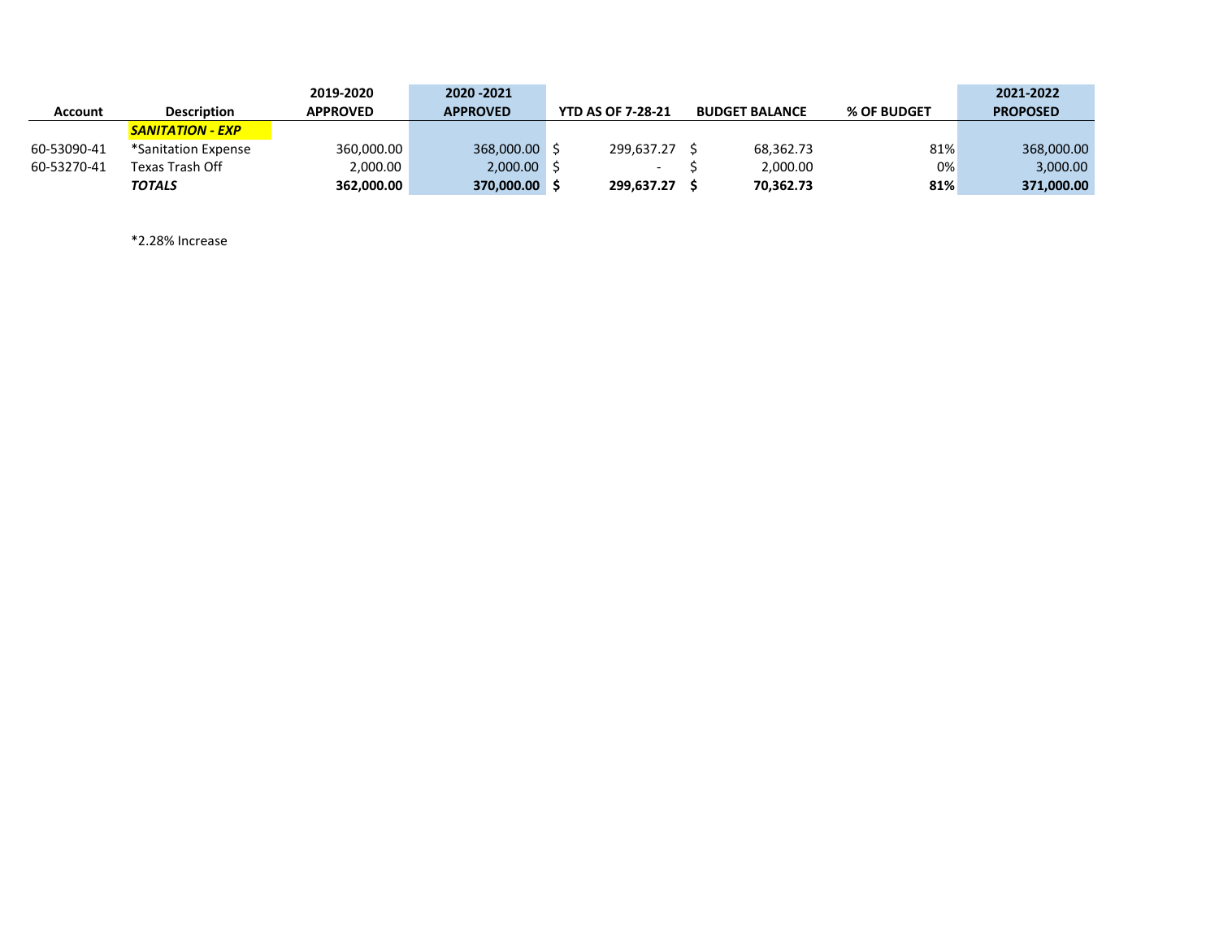| Account | Description | 2019-2020 APPROVED | 2020 -2021 APPROVED | YTD AS OF 7-28-21 | BUDGET BALANCE | % OF BUDGET | 2021-2022 PROPOSED |
|---|---|---|---|---|---|---|---|
| | ***SANITATION - EXP*** | | | | | | |
| 60-53090-41 | *Sanitation Expense | 360,000.00 | 368,000.00 | $ 299,637.27 | $ 68,362.73 | 81% | 368,000.00 |
| 60-53270-41 | Texas Trash Off | 2,000.00 | 2,000.00 | $ - | $ 2,000.00 | 0% | 3,000.00 |
| | ***TOTALS*** | **362,000.00** | **370,000.00** | **$ 299,637.27** | **$ 70,362.73** | **81%** | **371,000.00** |

*2.28% Increase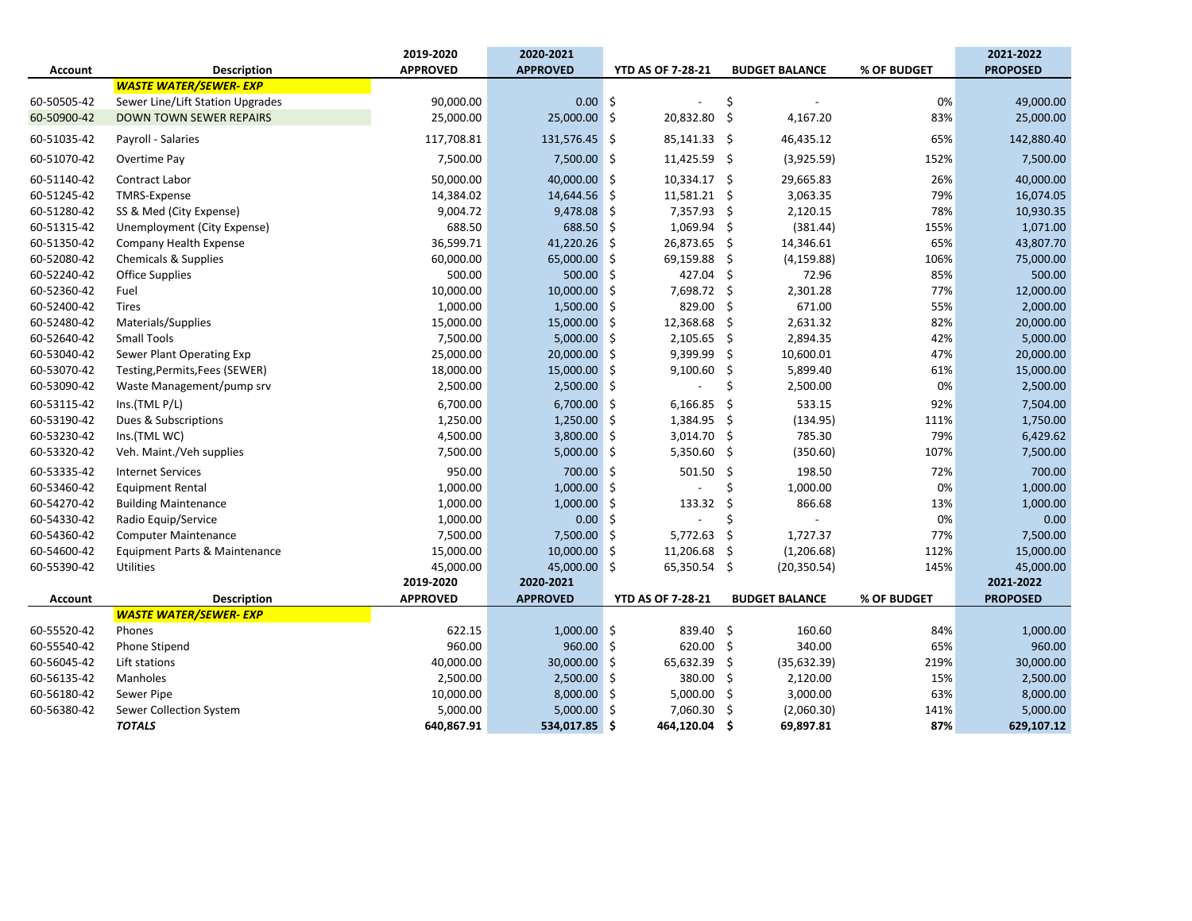| Account | Description | 2019-2020 APPROVED | 2020-2021 APPROVED | YTD AS OF 7-28-21 | BUDGET BALANCE | % OF BUDGET | 2021-2022 PROPOSED |
|---|---|---|---|---|---|---|---|
| | ***WASTE WATER/SEWER- EXP*** | | | | | | |
| 60-50505-42 | Sewer Line/Lift Station Upgrades | 90,000.00 | 0.00 | $ - | $ - | 0% | 49,000.00 |
| 60-50900-42 | DOWN TOWN SEWER REPAIRS | 25,000.00 | 25,000.00 | $ 20,832.80 | $ 4,167.20 | 83% | 25,000.00 |
| 60-51035-42 | Payroll - Salaries | 117,708.81 | 131,576.45 | $ 85,141.33 | $ 46,435.12 | 65% | 142,880.40 |
| 60-51070-42 | Overtime Pay | 7,500.00 | 7,500.00 | $ 11,425.59 | $ (3,925.59) | 152% | 7,500.00 |
| 60-51140-42 | Contract Labor | 50,000.00 | 40,000.00 | $ 10,334.17 | $ 29,665.83 | 26% | 40,000.00 |
| 60-51245-42 | TMRS-Expense | 14,384.02 | 14,644.56 | $ 11,581.21 | $ 3,063.35 | 79% | 16,074.05 |
| 60-51280-42 | SS & Med (City Expense) | 9,004.72 | 9,478.08 | $ 7,357.93 | $ 2,120.15 | 78% | 10,930.35 |
| 60-51315-42 | Unemployment (City Expense) | 688.50 | 688.50 | $ 1,069.94 | $ (381.44) | 155% | 1,071.00 |
| 60-51350-42 | Company Health Expense | 36,599.71 | 41,220.26 | $ 26,873.65 | $ 14,346.61 | 65% | 43,807.70 |
| 60-52080-42 | Chemicals & Supplies | 60,000.00 | 65,000.00 | $ 69,159.88 | $ (4,159.88) | 106% | 75,000.00 |
| 60-52240-42 | Office Supplies | 500.00 | 500.00 | $ 427.04 | $ 72.96 | 85% | 500.00 |
| 60-52360-42 | Fuel | 10,000.00 | 10,000.00 | $ 7,698.72 | $ 2,301.28 | 77% | 12,000.00 |
| 60-52400-42 | Tires | 1,000.00 | 1,500.00 | $ 829.00 | $ 671.00 | 55% | 2,000.00 |
| 60-52480-42 | Materials/Supplies | 15,000.00 | 15,000.00 | $ 12,368.68 | $ 2,631.32 | 82% | 20,000.00 |
| 60-52640-42 | Small Tools | 7,500.00 | 5,000.00 | $ 2,105.65 | $ 2,894.35 | 42% | 5,000.00 |
| 60-53040-42 | Sewer Plant Operating Exp | 25,000.00 | 20,000.00 | $ 9,399.99 | $ 10,600.01 | 47% | 20,000.00 |
| 60-53070-42 | Testing,Permits,Fees (SEWER) | 18,000.00 | 15,000.00 | $ 9,100.60 | $ 5,899.40 | 61% | 15,000.00 |
| 60-53090-42 | Waste Management/pump srv | 2,500.00 | 2,500.00 | $ - | $ 2,500.00 | 0% | 2,500.00 |
| 60-53115-42 | Ins.(TML P/L) | 6,700.00 | 6,700.00 | $ 6,166.85 | $ 533.15 | 92% | 7,504.00 |
| 60-53190-42 | Dues & Subscriptions | 1,250.00 | 1,250.00 | $ 1,384.95 | $ (134.95) | 111% | 1,750.00 |
| 60-53230-42 | Ins.(TML WC) | 4,500.00 | 3,800.00 | $ 3,014.70 | $ 785.30 | 79% | 6,429.62 |
| 60-53320-42 | Veh. Maint./Veh supplies | 7,500.00 | 5,000.00 | $ 5,350.60 | $ (350.60) | 107% | 7,500.00 |
| 60-53335-42 | Internet Services | 950.00 | 700.00 | $ 501.50 | $ 198.50 | 72% | 700.00 |
| 60-53460-42 | Equipment Rental | 1,000.00 | 1,000.00 | $ - | $ 1,000.00 | 0% | 1,000.00 |
| 60-54270-42 | Building Maintenance | 1,000.00 | 1,000.00 | $ 133.32 | $ 866.68 | 13% | 1,000.00 |
| 60-54330-42 | Radio Equip/Service | 1,000.00 | 0.00 | $ - | $ - | 0% | 0.00 |
| 60-54360-42 | Computer Maintenance | 7,500.00 | 7,500.00 | $ 5,772.63 | $ 1,727.37 | 77% | 7,500.00 |
| 60-54600-42 | Equipment Parts & Maintenance | 15,000.00 | 10,000.00 | $ 11,206.68 | $ (1,206.68) | 112% | 15,000.00 |
| 60-55390-42 | Utilities | 45,000.00 | 45,000.00 | $ 65,350.54 | $ (20,350.54) | 145% | 45,000.00 |
| **Account** | **Description** | **2019-2020 APPROVED** | **2020-2021 APPROVED** | **YTD AS OF 7-28-21** | **BUDGET BALANCE** | **% OF BUDGET** | **2021-2022 PROPOSED** |
| | ***WASTE WATER/SEWER- EXP*** | | | | | | |
| 60-55520-42 | Phones | 622.15 | 1,000.00 | $ 839.40 | $ 160.60 | 84% | 1,000.00 |
| 60-55540-42 | Phone Stipend | 960.00 | 960.00 | $ 620.00 | $ 340.00 | 65% | 960.00 |
| 60-56045-42 | Lift stations | 40,000.00 | 30,000.00 | $ 65,632.39 | $ (35,632.39) | 219% | 30,000.00 |
| 60-56135-42 | Manholes | 2,500.00 | 2,500.00 | $ 380.00 | $ 2,120.00 | 15% | 2,500.00 |
| 60-56180-42 | Sewer Pipe | 10,000.00 | 8,000.00 | $ 5,000.00 | $ 3,000.00 | 63% | 8,000.00 |
| 60-56380-42 | Sewer Collection System | 5,000.00 | 5,000.00 | $ 7,060.30 | $ (2,060.30) | 141% | 5,000.00 |
| | ***TOTALS*** | **640,867.91** | **534,017.85** | **$ 464,120.04** | **$ 69,897.81** | **87%** | **629,107.12** |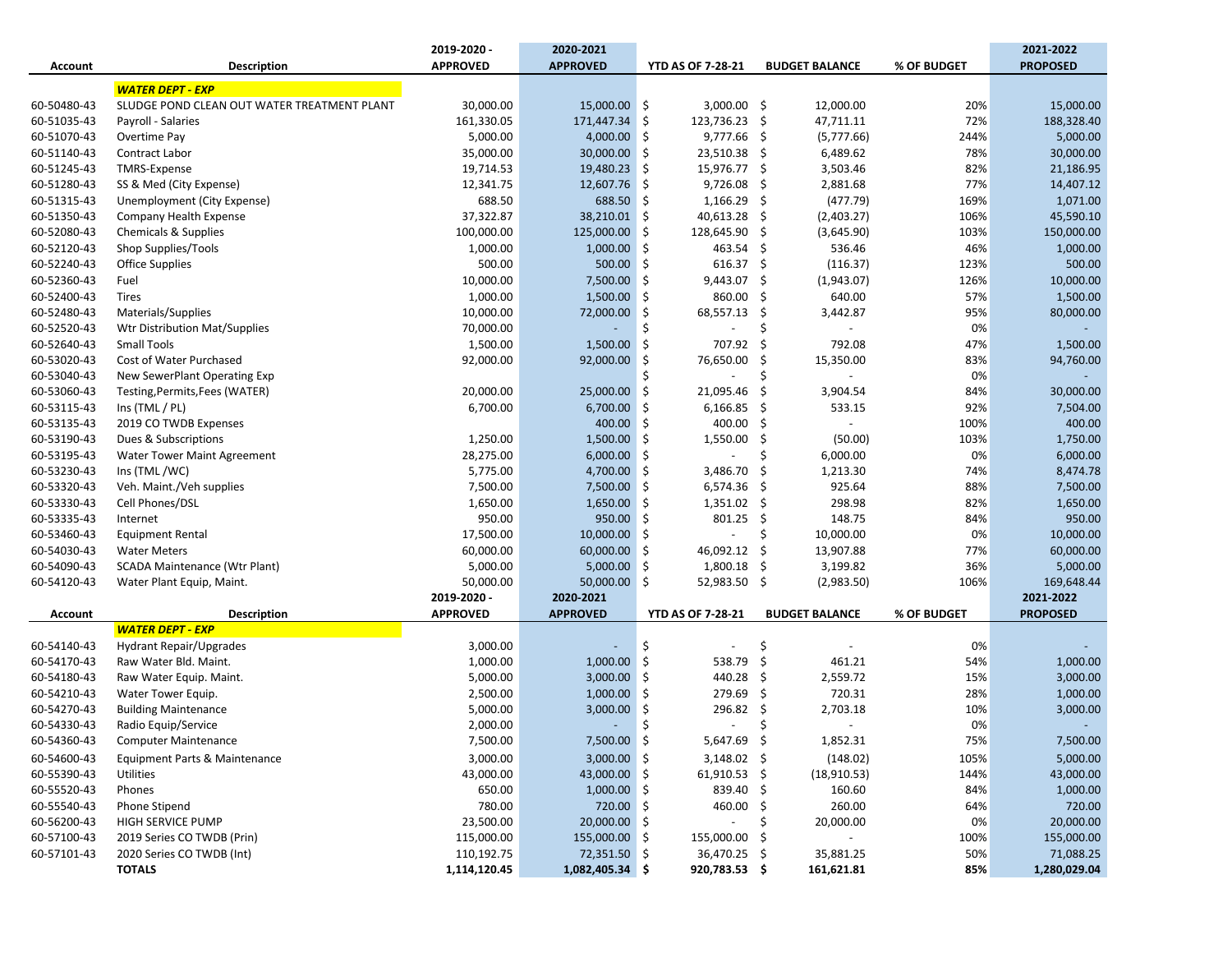| Account | Description | 2019-2020 - APPROVED | 2020-2021 APPROVED | YTD AS OF 7-28-21 | BUDGET BALANCE | % OF BUDGET | 2021-2022 PROPOSED |
|---|---|---|---|---|---|---|---|
| | ***WATER DEPT - EXP*** | | | | | | |
| 60-50480-43 | SLUDGE POND CLEAN OUT WATER TREATMENT PLANT | 30,000.00 | 15,000.00 | $ 3,000.00 | $ 12,000.00 | 20% | 15,000.00 |
| 60-51035-43 | Payroll - Salaries | 161,330.05 | 171,447.34 | $ 123,736.23 | $ 47,711.11 | 72% | 188,328.40 |
| 60-51070-43 | Overtime Pay | 5,000.00 | 4,000.00 | $ 9,777.66 | $ (5,777.66) | 244% | 5,000.00 |
| 60-51140-43 | Contract Labor | 35,000.00 | 30,000.00 | $ 23,510.38 | $ 6,489.62 | 78% | 30,000.00 |
| 60-51245-43 | TMRS-Expense | 19,714.53 | 19,480.23 | $ 15,976.77 | $ 3,503.46 | 82% | 21,186.95 |
| 60-51280-43 | SS & Med (City Expense) | 12,341.75 | 12,607.76 | $ 9,726.08 | $ 2,881.68 | 77% | 14,407.12 |
| 60-51315-43 | Unemployment (City Expense) | 688.50 | 688.50 | $ 1,166.29 | $ (477.79) | 169% | 1,071.00 |
| 60-51350-43 | Company Health Expense | 37,322.87 | 38,210.01 | $ 40,613.28 | $ (2,403.27) | 106% | 45,590.10 |
| 60-52080-43 | Chemicals & Supplies | 100,000.00 | 125,000.00 | $ 128,645.90 | $ (3,645.90) | 103% | 150,000.00 |
| 60-52120-43 | Shop Supplies/Tools | 1,000.00 | 1,000.00 | $ 463.54 | $ 536.46 | 46% | 1,000.00 |
| 60-52240-43 | Office Supplies | 500.00 | 500.00 | $ 616.37 | $ (116.37) | 123% | 500.00 |
| 60-52360-43 | Fuel | 10,000.00 | 7,500.00 | $ 9,443.07 | $ (1,943.07) | 126% | 10,000.00 |
| 60-52400-43 | Tires | 1,000.00 | 1,500.00 | $ 860.00 | $ 640.00 | 57% | 1,500.00 |
| 60-52480-43 | Materials/Supplies | 10,000.00 | 72,000.00 | $ 68,557.13 | $ 3,442.87 | 95% | 80,000.00 |
| 60-52520-43 | Wtr Distribution Mat/Supplies | 70,000.00 | - | $ - | $ - | 0% | - |
| 60-52640-43 | Small Tools | 1,500.00 | 1,500.00 | $ 707.92 | $ 792.08 | 47% | 1,500.00 |
| 60-53020-43 | Cost of Water Purchased | 92,000.00 | 92,000.00 | $ 76,650.00 | $ 15,350.00 | 83% | 94,760.00 |
| 60-53040-43 | New SewerPlant Operating Exp | | | $ - | $ - | 0% | - |
| 60-53060-43 | Testing,Permits,Fees (WATER) | 20,000.00 | 25,000.00 | $ 21,095.46 | $ 3,904.54 | 84% | 30,000.00 |
| 60-53115-43 | Ins (TML / PL) | 6,700.00 | 6,700.00 | $ 6,166.85 | $ 533.15 | 92% | 7,504.00 |
| 60-53135-43 | 2019 CO TWDB Expenses | | 400.00 | $ 400.00 | $ - | 100% | 400.00 |
| 60-53190-43 | Dues & Subscriptions | 1,250.00 | 1,500.00 | $ 1,550.00 | $ (50.00) | 103% | 1,750.00 |
| 60-53195-43 | Water Tower Maint Agreement | 28,275.00 | 6,000.00 | $ - | $ 6,000.00 | 0% | 6,000.00 |
| 60-53230-43 | Ins (TML /WC) | 5,775.00 | 4,700.00 | $ 3,486.70 | $ 1,213.30 | 74% | 8,474.78 |
| 60-53320-43 | Veh. Maint./Veh supplies | 7,500.00 | 7,500.00 | $ 6,574.36 | $ 925.64 | 88% | 7,500.00 |
| 60-53330-43 | Cell Phones/DSL | 1,650.00 | 1,650.00 | $ 1,351.02 | $ 298.98 | 82% | 1,650.00 |
| 60-53335-43 | Internet | 950.00 | 950.00 | $ 801.25 | $ 148.75 | 84% | 950.00 |
| 60-53460-43 | Equipment Rental | 17,500.00 | 10,000.00 | $ - | $ 10,000.00 | 0% | 10,000.00 |
| 60-54030-43 | Water Meters | 60,000.00 | 60,000.00 | $ 46,092.12 | $ 13,907.88 | 77% | 60,000.00 |
| 60-54090-43 | SCADA Maintenance (Wtr Plant) | 5,000.00 | 5,000.00 | $ 1,800.18 | $ 3,199.82 | 36% | 5,000.00 |
| 60-54120-43 | Water Plant Equip, Maint. | 50,000.00 | 50,000.00 | $ 52,983.50 | $ (2,983.50) | 106% | 169,648.44 |
| **Account** | **Description** | **2019-2020 - APPROVED** | **2020-2021 APPROVED** | **YTD AS OF 7-28-21** | **BUDGET BALANCE** | **% OF BUDGET** | **2021-2022 PROPOSED** |
| | ***WATER DEPT - EXP*** | | | | | | |
| 60-54140-43 | Hydrant Repair/Upgrades | 3,000.00 | - | $ - | $ - | 0% | - |
| 60-54170-43 | Raw Water Bld. Maint. | 1,000.00 | 1,000.00 | $ 538.79 | $ 461.21 | 54% | 1,000.00 |
| 60-54180-43 | Raw Water Equip. Maint. | 5,000.00 | 3,000.00 | $ 440.28 | $ 2,559.72 | 15% | 3,000.00 |
| 60-54210-43 | Water Tower Equip. | 2,500.00 | 1,000.00 | $ 279.69 | $ 720.31 | 28% | 1,000.00 |
| 60-54270-43 | Building Maintenance | 5,000.00 | 3,000.00 | $ 296.82 | $ 2,703.18 | 10% | 3,000.00 |
| 60-54330-43 | Radio Equip/Service | 2,000.00 | - | $ - | $ - | 0% | - |
| 60-54360-43 | Computer Maintenance | 7,500.00 | 7,500.00 | $ 5,647.69 | $ 1,852.31 | 75% | 7,500.00 |
| 60-54600-43 | Equipment Parts & Maintenance | 3,000.00 | 3,000.00 | $ 3,148.02 | $ (148.02) | 105% | 5,000.00 |
| 60-55390-43 | Utilities | 43,000.00 | 43,000.00 | $ 61,910.53 | $ (18,910.53) | 144% | 43,000.00 |
| 60-55520-43 | Phones | 650.00 | 1,000.00 | $ 839.40 | $ 160.60 | 84% | 1,000.00 |
| 60-55540-43 | Phone Stipend | 780.00 | 720.00 | $ 460.00 | $ 260.00 | 64% | 720.00 |
| 60-56200-43 | HIGH SERVICE PUMP | 23,500.00 | 20,000.00 | $ - | $ 20,000.00 | 0% | 20,000.00 |
| 60-57100-43 | 2019 Series CO TWDB (Prin) | 115,000.00 | 155,000.00 | $ 155,000.00 | $ - | 100% | 155,000.00 |
| 60-57101-43 | 2020 Series CO TWDB (Int) | 110,192.75 | 72,351.50 | $ 36,470.25 | $ 35,881.25 | 50% | 71,088.25 |
| | **TOTALS** | **1,114,120.45** | **1,082,405.34** | **$ 920,783.53** | **$ 161,621.81** | **85%** | **1,280,029.04** |